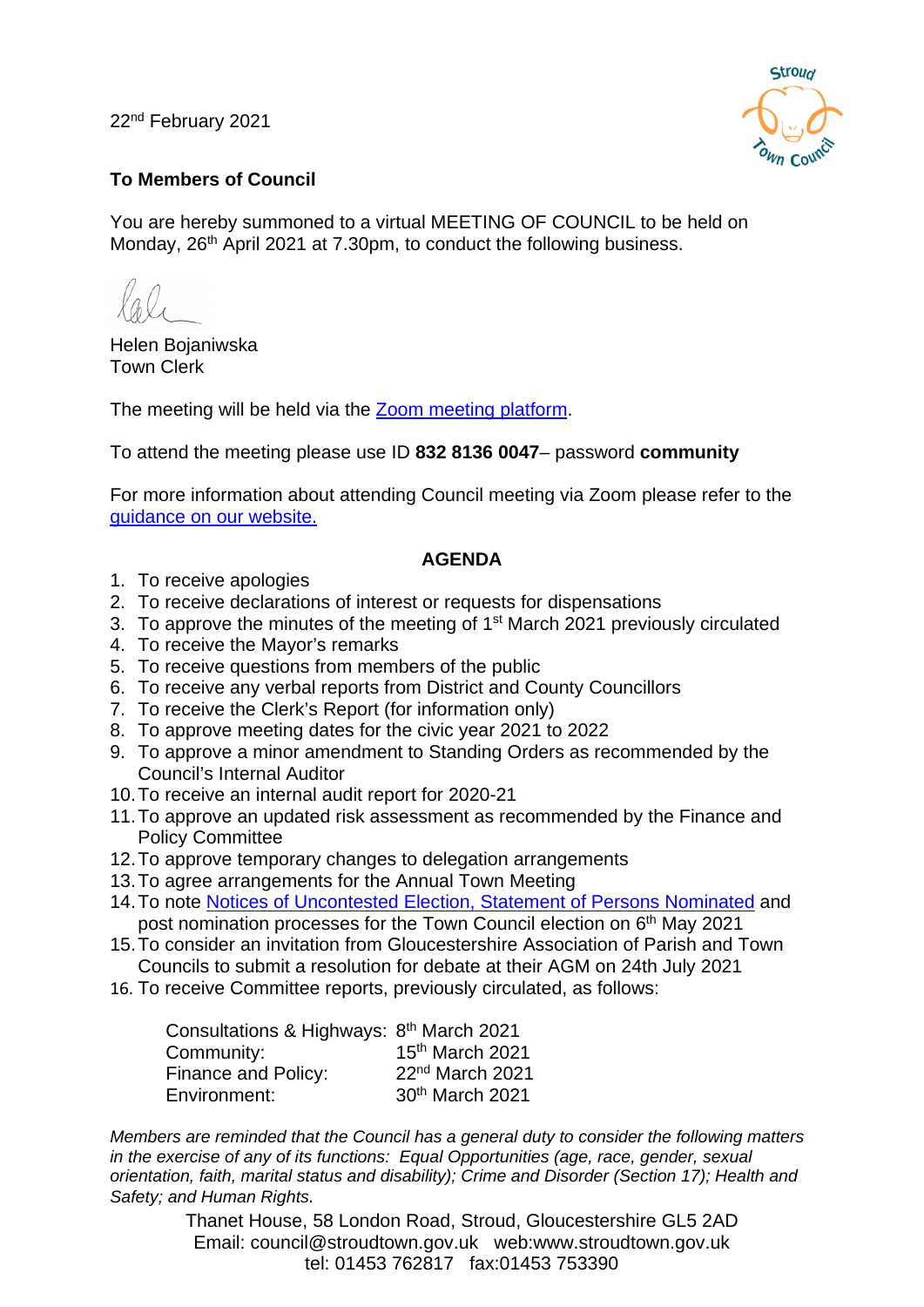22nd February 2021

**To Members of Council**

You are hereby summoned to a virtual MEETING OF COUNCIL to be held on Monday, 26th April 2021 at 7.30pm, to conduct the following business.

Helen Bojaniwska
Town Clerk

The meeting will be held via the [Zoom meeting platform](#).

To attend the meeting please use ID **832 8136 0047**– password **community**

For more information about attending Council meeting via Zoom please refer to the [guidance on our website.](#)

## AGENDA

1. To receive apologies
2. To receive declarations of interest or requests for dispensations
3. To approve the minutes of the meeting of 1st March 2021 previously circulated
4. To receive the Mayor's remarks
5. To receive questions from members of the public
6. To receive any verbal reports from District and County Councillors
7. To receive the Clerk's Report (for information only)
8. To approve meeting dates for the civic year 2021 to 2022
9. To approve a minor amendment to Standing Orders as recommended by the Council's Internal Auditor
10. To receive an internal audit report for 2020-21
11. To approve an updated risk assessment as recommended by the Finance and Policy Committee
12. To approve temporary changes to delegation arrangements
13. To agree arrangements for the Annual Town Meeting
14. To note [Notices of Uncontested Election, Statement of Persons Nominated](#) and post nomination processes for the Town Council election on 6th May 2021
15. To consider an invitation from Gloucestershire Association of Parish and Town Councils to submit a resolution for debate at their AGM on 24th July 2021
16. To receive Committee reports, previously circulated, as follows:

| | |
|---|---|
| Consultations & Highways: | 8th March 2021 |
| Community: | 15th March 2021 |
| Finance and Policy: | 22nd March 2021 |
| Environment: | 30th March 2021 |

*Members are reminded that the Council has a general duty to consider the following matters in the exercise of any of its functions: Equal Opportunities (age, race, gender, sexual orientation, faith, marital status and disability); Crime and Disorder (Section 17); Health and Safety; and Human Rights.*

Thanet House, 58 London Road, Stroud, Gloucestershire GL5 2AD
Email: council@stroudtown.gov.uk web:www.stroudtown.gov.uk
tel: 01453 762817 fax:01453 753390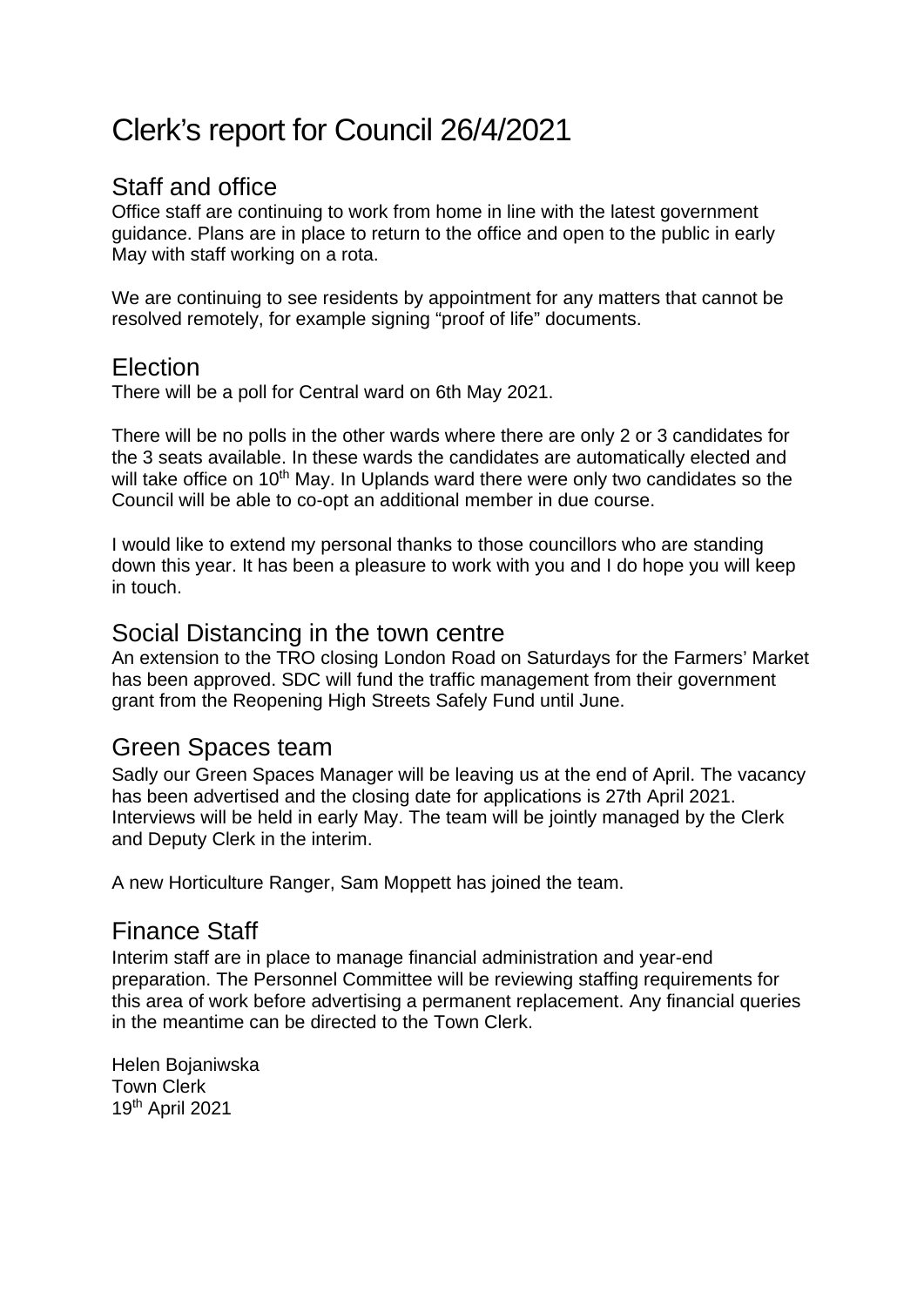# Clerk's report for Council 26/4/2021

## Staff and office

Office staff are continuing to work from home in line with the latest government guidance. Plans are in place to return to the office and open to the public in early May with staff working on a rota.

We are continuing to see residents by appointment for any matters that cannot be resolved remotely, for example signing "proof of life" documents.

## Election

There will be a poll for Central ward on 6th May 2021.

There will be no polls in the other wards where there are only 2 or 3 candidates for the 3 seats available. In these wards the candidates are automatically elected and will take office on 10th May. In Uplands ward there were only two candidates so the Council will be able to co-opt an additional member in due course.

I would like to extend my personal thanks to those councillors who are standing down this year. It has been a pleasure to work with you and I do hope you will keep in touch.

## Social Distancing in the town centre

An extension to the TRO closing London Road on Saturdays for the Farmers' Market has been approved. SDC will fund the traffic management from their government grant from the Reopening High Streets Safely Fund until June.

## Green Spaces team

Sadly our Green Spaces Manager will be leaving us at the end of April. The vacancy has been advertised and the closing date for applications is 27th April 2021. Interviews will be held in early May. The team will be jointly managed by the Clerk and Deputy Clerk in the interim.

A new Horticulture Ranger, Sam Moppett has joined the team.

## Finance Staff

Interim staff are in place to manage financial administration and year-end preparation. The Personnel Committee will be reviewing staffing requirements for this area of work before advertising a permanent replacement. Any financial queries in the meantime can be directed to the Town Clerk.

Helen Bojaniwska
Town Clerk
19th April 2021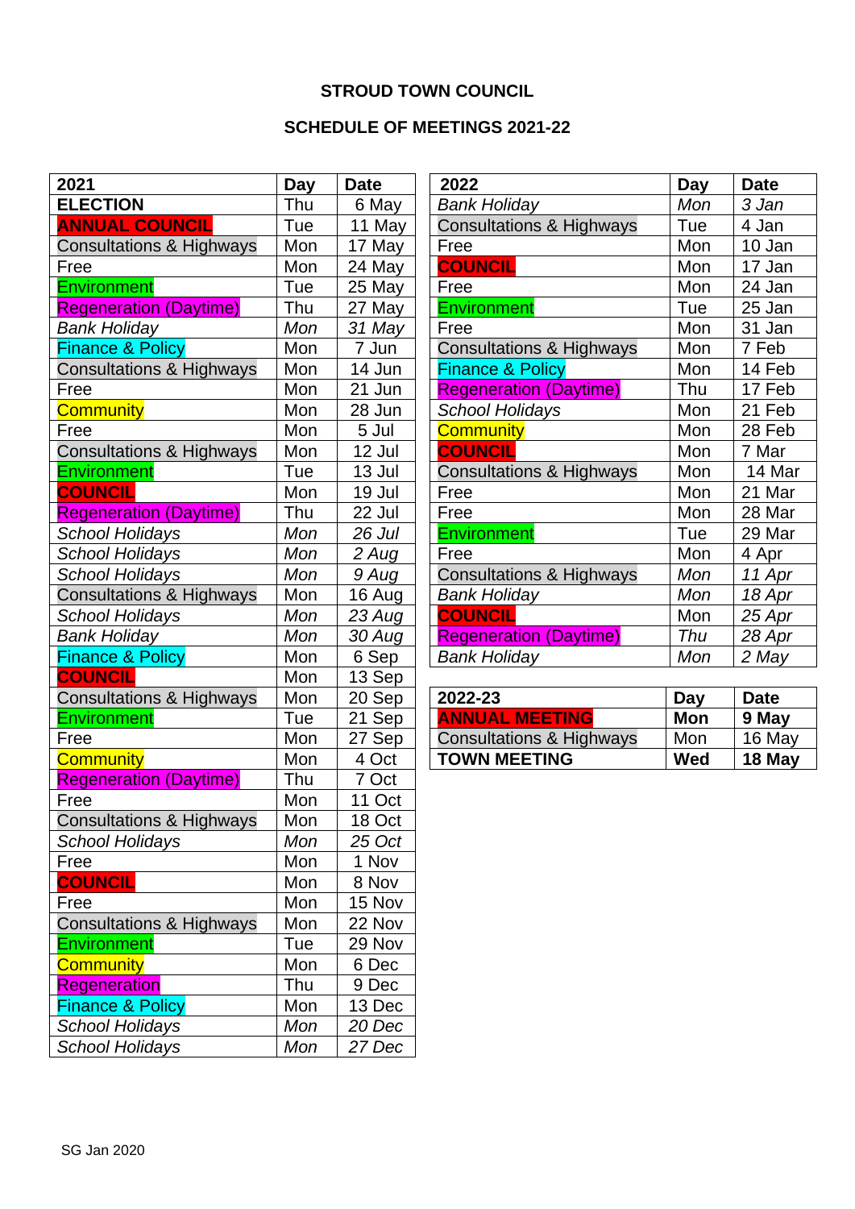**STROUD TOWN COUNCIL**

**SCHEDULE OF MEETINGS 2021-22**

| 2021 | Day | Date |
|---|---|---|
| **ELECTION** | Thu | 6 May |
| **ANNUAL COUNCIL** | Tue | 11 May |
| Consultations & Highways | Mon | 17 May |
| Free | Mon | 24 May |
| Environment | Tue | 25 May |
| Regeneration (Daytime) | Thu | 27 May |
| *Bank Holiday* | *Mon* | *31 May* |
| Finance & Policy | Mon | 7 Jun |
| Consultations & Highways | Mon | 14 Jun |
| Free | Mon | 21 Jun |
| Community | Mon | 28 Jun |
| Free | Mon | 5 Jul |
| Consultations & Highways | Mon | 12 Jul |
| Environment | Tue | 13 Jul |
| **COUNCIL** | Mon | 19 Jul |
| Regeneration (Daytime) | Thu | 22 Jul |
| *School Holidays* | *Mon* | *26 Jul* |
| *School Holidays* | *Mon* | *2 Aug* |
| *School Holidays* | *Mon* | *9 Aug* |
| Consultations & Highways | Mon | 16 Aug |
| *School Holidays* | *Mon* | *23 Aug* |
| *Bank Holiday* | *Mon* | *30 Aug* |
| Finance & Policy | Mon | 6 Sep |
| **COUNCIL** | Mon | 13 Sep |
| Consultations & Highways | Mon | 20 Sep |
| Environment | Tue | 21 Sep |
| Free | Mon | 27 Sep |
| Community | Mon | 4 Oct |
| Regeneration (Daytime) | Thu | 7 Oct |
| Free | Mon | 11 Oct |
| Consultations & Highways | Mon | 18 Oct |
| *School Holidays* | *Mon* | *25 Oct* |
| Free | Mon | 1 Nov |
| **COUNCIL** | Mon | 8 Nov |
| Free | Mon | 15 Nov |
| Consultations & Highways | Mon | 22 Nov |
| Environment | Tue | 29 Nov |
| Community | Mon | 6 Dec |
| Regeneration | Thu | 9 Dec |
| Finance & Policy | Mon | 13 Dec |
| *School Holidays* | *Mon* | *20 Dec* |
| *School Holidays* | *Mon* | *27 Dec* |

| 2022 | Day | Date |
|---|---|---|
| *Bank Holiday* | *Mon* | *3 Jan* |
| Consultations & Highways | Tue | 4 Jan |
| Free | Mon | 10 Jan |
| **COUNCIL** | Mon | 17 Jan |
| Free | Mon | 24 Jan |
| Environment | Tue | 25 Jan |
| Free | Mon | 31 Jan |
| Consultations & Highways | Mon | 7 Feb |
| Finance & Policy | Mon | 14 Feb |
| Regeneration (Daytime) | Thu | 17 Feb |
| *School Holidays* | Mon | 21 Feb |
| Community | Mon | 28 Feb |
| **COUNCIL** | Mon | 7 Mar |
| Consultations & Highways | Mon | 14 Mar |
| Free | Mon | 21 Mar |
| Free | Mon | 28 Mar |
| Environment | Tue | 29 Mar |
| Free | Mon | 4 Apr |
| Consultations & Highways | *Mon* | *11 Apr* |
| *Bank Holiday* | *Mon* | *18 Apr* |
| **COUNCIL** | Mon | *25 Apr* |
| Regeneration (Daytime) | *Thu* | *28 Apr* |
| *Bank Holiday* | *Mon* | *2 May* |

| 2022-23 | Day | Date |
|---|---|---|
| **ANNUAL MEETING** | **Mon** | **9 May** |
| Consultations & Highways | Mon | 16 May |
| **TOWN MEETING** | **Wed** | **18 May** |

SG Jan 2020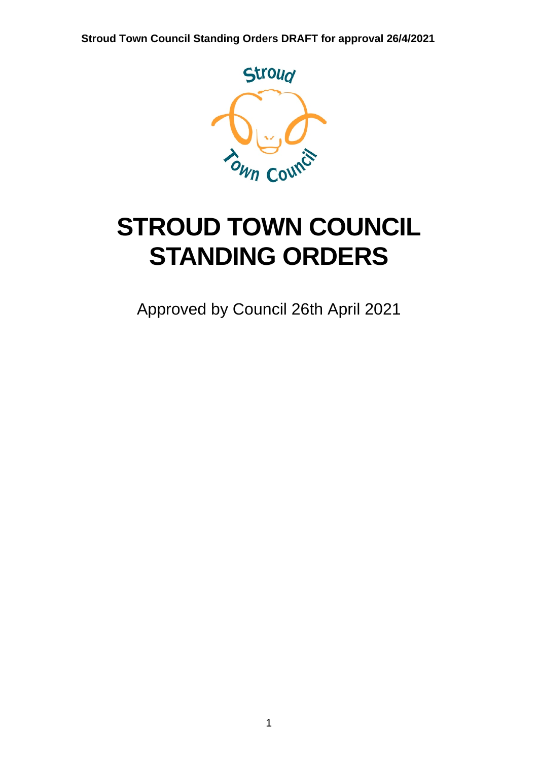# STROUD TOWN COUNCIL STANDING ORDERS

Approved by Council 26th April 2021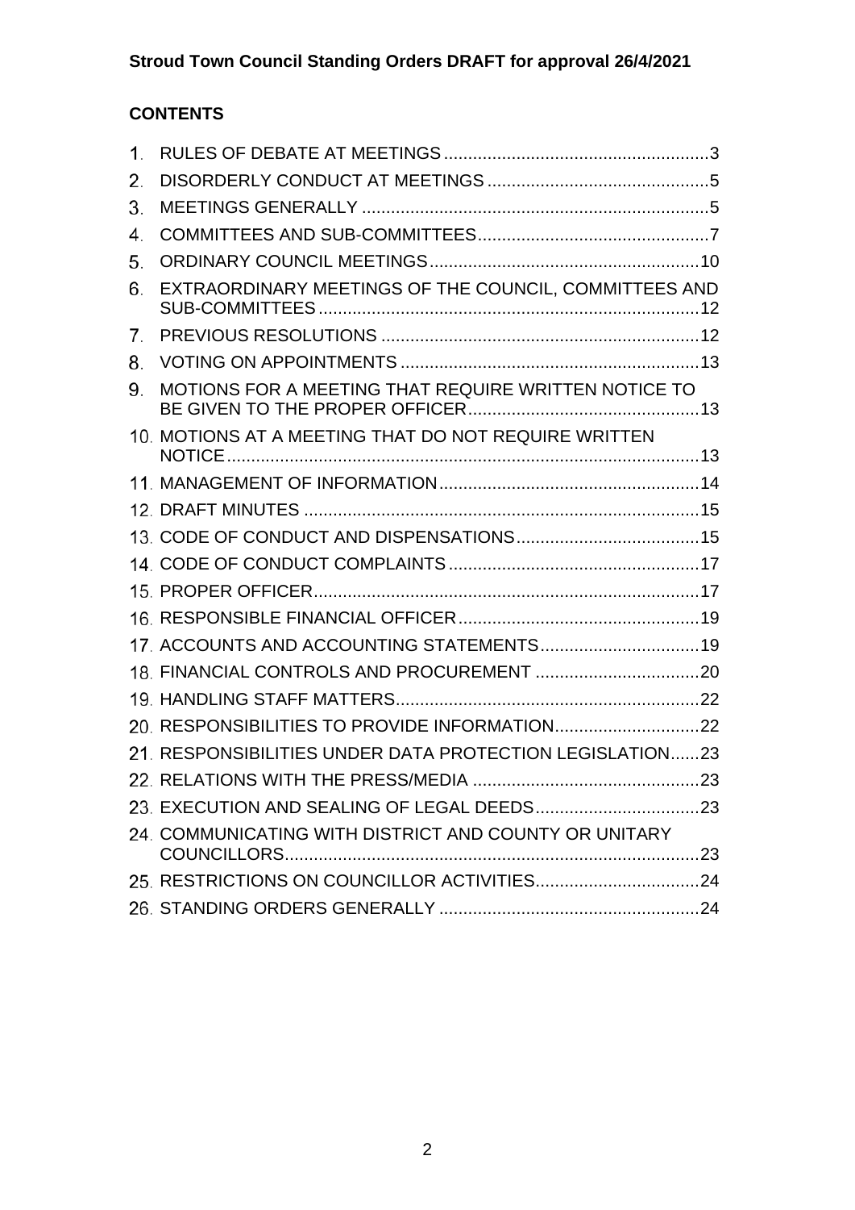**Stroud Town Council Standing Orders DRAFT for approval 26/4/2021**

**CONTENTS**

1. RULES OF DEBATE AT MEETINGS ....................................................... 3
2. DISORDERLY CONDUCT AT MEETINGS ............................................. 5
3. MEETINGS GENERALLY ........................................................................ 5
4. COMMITTEES AND SUB-COMMITTEES ............................................... 7
5. ORDINARY COUNCIL MEETINGS ........................................................ 10
6. EXTRAORDINARY MEETINGS OF THE COUNCIL, COMMITTEES AND SUB-COMMITTEES ............................................................................... 12
7. PREVIOUS RESOLUTIONS .................................................................. 12
8. VOTING ON APPOINTMENTS .............................................................. 13
9. MOTIONS FOR A MEETING THAT REQUIRE WRITTEN NOTICE TO BE GIVEN TO THE PROPER OFFICER ................................................ 13
10. MOTIONS AT A MEETING THAT DO NOT REQUIRE WRITTEN NOTICE .................................................................................................. 13
11. MANAGEMENT OF INFORMATION ...................................................... 14
12. DRAFT MINUTES .................................................................................. 15
13. CODE OF CONDUCT AND DISPENSATIONS ...................................... 15
14. CODE OF CONDUCT COMPLAINTS .................................................... 17
15. PROPER OFFICER ................................................................................ 17
16. RESPONSIBLE FINANCIAL OFFICER .................................................. 19
17. ACCOUNTS AND ACCOUNTING STATEMENTS ................................. 19
18. FINANCIAL CONTROLS AND PROCUREMENT .................................. 20
19. HANDLING STAFF MATTERS ............................................................... 22
20. RESPONSIBILITIES TO PROVIDE INFORMATION .............................. 22
21. RESPONSIBILITIES UNDER DATA PROTECTION LEGISLATION ...... 23
22. RELATIONS WITH THE PRESS/MEDIA ............................................... 23
23. EXECUTION AND SEALING OF LEGAL DEEDS .................................. 23
24. COMMUNICATING WITH DISTRICT AND COUNTY OR UNITARY COUNCILLORS ...................................................................................... 23
25. RESTRICTIONS ON COUNCILLOR ACTIVITIES .................................. 24
26. STANDING ORDERS GENERALLY ...................................................... 24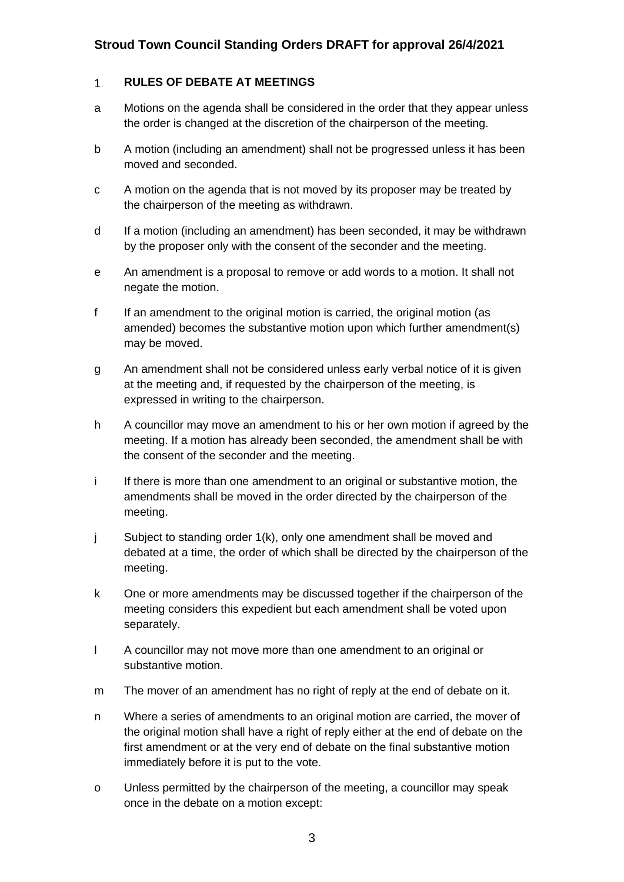## 1. RULES OF DEBATE AT MEETINGS

a Motions on the agenda shall be considered in the order that they appear unless the order is changed at the discretion of the chairperson of the meeting.

b A motion (including an amendment) shall not be progressed unless it has been moved and seconded.

c A motion on the agenda that is not moved by its proposer may be treated by the chairperson of the meeting as withdrawn.

d If a motion (including an amendment) has been seconded, it may be withdrawn by the proposer only with the consent of the seconder and the meeting.

e An amendment is a proposal to remove or add words to a motion. It shall not negate the motion.

f If an amendment to the original motion is carried, the original motion (as amended) becomes the substantive motion upon which further amendment(s) may be moved.

g An amendment shall not be considered unless early verbal notice of it is given at the meeting and, if requested by the chairperson of the meeting, is expressed in writing to the chairperson.

h A councillor may move an amendment to his or her own motion if agreed by the meeting. If a motion has already been seconded, the amendment shall be with the consent of the seconder and the meeting.

i If there is more than one amendment to an original or substantive motion, the amendments shall be moved in the order directed by the chairperson of the meeting.

j Subject to standing order 1(k), only one amendment shall be moved and debated at a time, the order of which shall be directed by the chairperson of the meeting.

k One or more amendments may be discussed together if the chairperson of the meeting considers this expedient but each amendment shall be voted upon separately.

l A councillor may not move more than one amendment to an original or substantive motion.

m The mover of an amendment has no right of reply at the end of debate on it.

n Where a series of amendments to an original motion are carried, the mover of the original motion shall have a right of reply either at the end of debate on the first amendment or at the very end of debate on the final substantive motion immediately before it is put to the vote.

o Unless permitted by the chairperson of the meeting, a councillor may speak once in the debate on a motion except: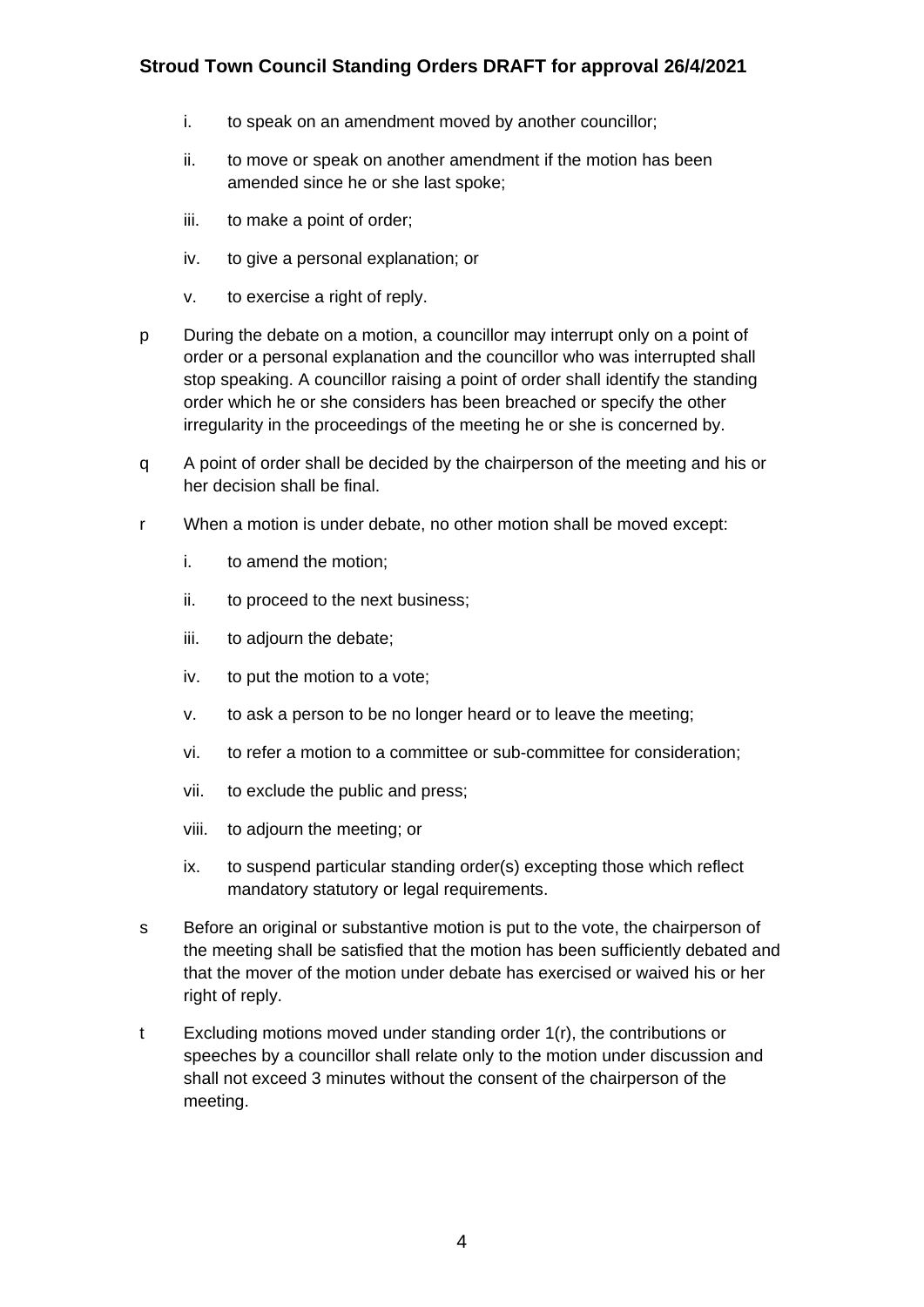i. to speak on an amendment moved by another councillor;

ii. to move or speak on another amendment if the motion has been amended since he or she last spoke;

iii. to make a point of order;

iv. to give a personal explanation; or

v. to exercise a right of reply.

p During the debate on a motion, a councillor may interrupt only on a point of order or a personal explanation and the councillor who was interrupted shall stop speaking. A councillor raising a point of order shall identify the standing order which he or she considers has been breached or specify the other irregularity in the proceedings of the meeting he or she is concerned by.

q A point of order shall be decided by the chairperson of the meeting and his or her decision shall be final.

r When a motion is under debate, no other motion shall be moved except:

i. to amend the motion;

ii. to proceed to the next business;

iii. to adjourn the debate;

iv. to put the motion to a vote;

v. to ask a person to be no longer heard or to leave the meeting;

vi. to refer a motion to a committee or sub-committee for consideration;

vii. to exclude the public and press;

viii. to adjourn the meeting; or

ix. to suspend particular standing order(s) excepting those which reflect mandatory statutory or legal requirements.

s Before an original or substantive motion is put to the vote, the chairperson of the meeting shall be satisfied that the motion has been sufficiently debated and that the mover of the motion under debate has exercised or waived his or her right of reply.

t Excluding motions moved under standing order 1(r), the contributions or speeches by a councillor shall relate only to the motion under discussion and shall not exceed 3 minutes without the consent of the chairperson of the meeting.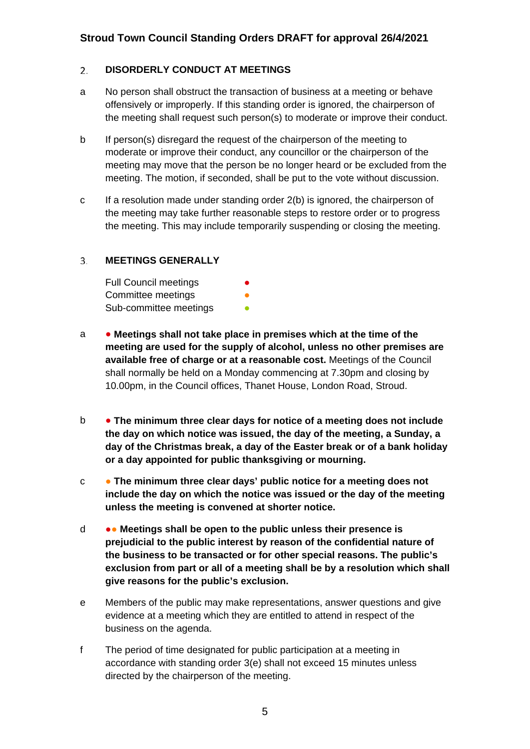## 2. DISORDERLY CONDUCT AT MEETINGS

a No person shall obstruct the transaction of business at a meeting or behave offensively or improperly. If this standing order is ignored, the chairperson of the meeting shall request such person(s) to moderate or improve their conduct.

b If person(s) disregard the request of the chairperson of the meeting to moderate or improve their conduct, any councillor or the chairperson of the meeting may move that the person be no longer heard or be excluded from the meeting. The motion, if seconded, shall be put to the vote without discussion.

c If a resolution made under standing order 2(b) is ignored, the chairperson of the meeting may take further reasonable steps to restore order or to progress the meeting. This may include temporarily suspending or closing the meeting.

## 3. MEETINGS GENERALLY

Full Council meetings ●
Committee meetings ●
Sub-committee meetings ●

a ● **Meetings shall not take place in premises which at the time of the meeting are used for the supply of alcohol, unless no other premises are available free of charge or at a reasonable cost.** Meetings of the Council shall normally be held on a Monday commencing at 7.30pm and closing by 10.00pm, in the Council offices, Thanet House, London Road, Stroud.

b ● **The minimum three clear days for notice of a meeting does not include the day on which notice was issued, the day of the meeting, a Sunday, a day of the Christmas break, a day of the Easter break or of a bank holiday or a day appointed for public thanksgiving or mourning.**

c ● **The minimum three clear days' public notice for a meeting does not include the day on which the notice was issued or the day of the meeting unless the meeting is convened at shorter notice.**

d ●● **Meetings shall be open to the public unless their presence is prejudicial to the public interest by reason of the confidential nature of the business to be transacted or for other special reasons. The public's exclusion from part or all of a meeting shall be by a resolution which shall give reasons for the public's exclusion.**

e Members of the public may make representations, answer questions and give evidence at a meeting which they are entitled to attend in respect of the business on the agenda.

f The period of time designated for public participation at a meeting in accordance with standing order 3(e) shall not exceed 15 minutes unless directed by the chairperson of the meeting.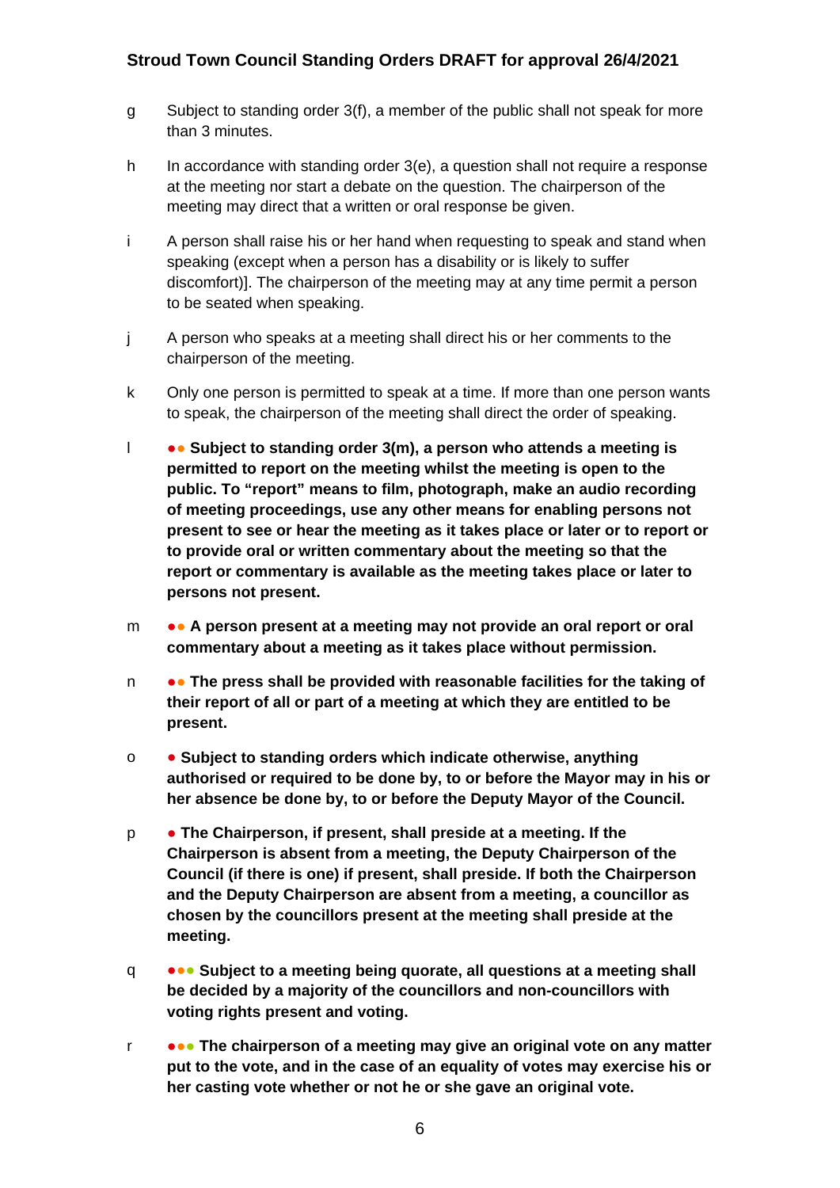g Subject to standing order 3(f), a member of the public shall not speak for more than 3 minutes.

h In accordance with standing order 3(e), a question shall not require a response at the meeting nor start a debate on the question. The chairperson of the meeting may direct that a written or oral response be given.

i A person shall raise his or her hand when requesting to speak and stand when speaking (except when a person has a disability or is likely to suffer discomfort)]. The chairperson of the meeting may at any time permit a person to be seated when speaking.

j A person who speaks at a meeting shall direct his or her comments to the chairperson of the meeting.

k Only one person is permitted to speak at a time. If more than one person wants to speak, the chairperson of the meeting shall direct the order of speaking.

l ●● **Subject to standing order 3(m), a person who attends a meeting is permitted to report on the meeting whilst the meeting is open to the public. To "report" means to film, photograph, make an audio recording of meeting proceedings, use any other means for enabling persons not present to see or hear the meeting as it takes place or later or to report or to provide oral or written commentary about the meeting so that the report or commentary is available as the meeting takes place or later to persons not present.**

m ●● **A person present at a meeting may not provide an oral report or oral commentary about a meeting as it takes place without permission.**

n ●● **The press shall be provided with reasonable facilities for the taking of their report of all or part of a meeting at which they are entitled to be present.**

o ● **Subject to standing orders which indicate otherwise, anything authorised or required to be done by, to or before the Mayor may in his or her absence be done by, to or before the Deputy Mayor of the Council.**

p ● **The Chairperson, if present, shall preside at a meeting. If the Chairperson is absent from a meeting, the Deputy Chairperson of the Council (if there is one) if present, shall preside. If both the Chairperson and the Deputy Chairperson are absent from a meeting, a councillor as chosen by the councillors present at the meeting shall preside at the meeting.**

q ●●● **Subject to a meeting being quorate, all questions at a meeting shall be decided by a majority of the councillors and non-councillors with voting rights present and voting.**

r ●●● **The chairperson of a meeting may give an original vote on any matter put to the vote, and in the case of an equality of votes may exercise his or her casting vote whether or not he or she gave an original vote.**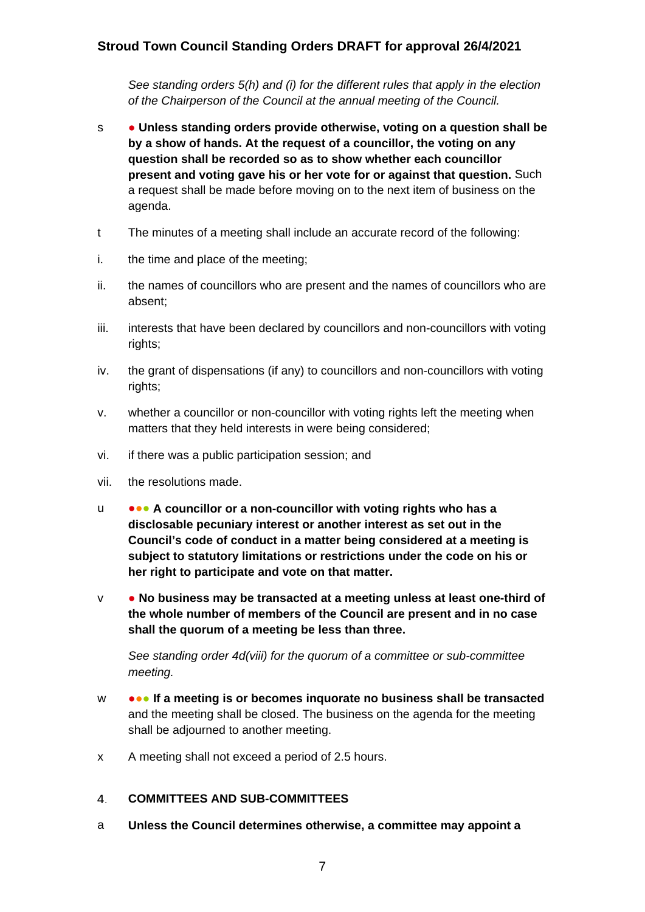*See standing orders 5(h) and (i) for the different rules that apply in the election of the Chairperson of the Council at the annual meeting of the Council.*

s ● **Unless standing orders provide otherwise, voting on a question shall be by a show of hands. At the request of a councillor, the voting on any question shall be recorded so as to show whether each councillor present and voting gave his or her vote for or against that question.** Such a request shall be made before moving on to the next item of business on the agenda.

t The minutes of a meeting shall include an accurate record of the following:

i. the time and place of the meeting;

ii. the names of councillors who are present and the names of councillors who are absent;

iii. interests that have been declared by councillors and non-councillors with voting rights;

iv. the grant of dispensations (if any) to councillors and non-councillors with voting rights;

v. whether a councillor or non-councillor with voting rights left the meeting when matters that they held interests in were being considered;

vi. if there was a public participation session; and

vii. the resolutions made.

u ●●● **A councillor or a non-councillor with voting rights who has a disclosable pecuniary interest or another interest as set out in the Council's code of conduct in a matter being considered at a meeting is subject to statutory limitations or restrictions under the code on his or her right to participate and vote on that matter.**

v ● **No business may be transacted at a meeting unless at least one-third of the whole number of members of the Council are present and in no case shall the quorum of a meeting be less than three.**

*See standing order 4d(viii) for the quorum of a committee or sub-committee meeting.*

w ●●● **If a meeting is or becomes inquorate no business shall be transacted** and the meeting shall be closed. The business on the agenda for the meeting shall be adjourned to another meeting.

x A meeting shall not exceed a period of 2.5 hours.

## 4. COMMITTEES AND SUB-COMMITTEES

a **Unless the Council determines otherwise, a committee may appoint a**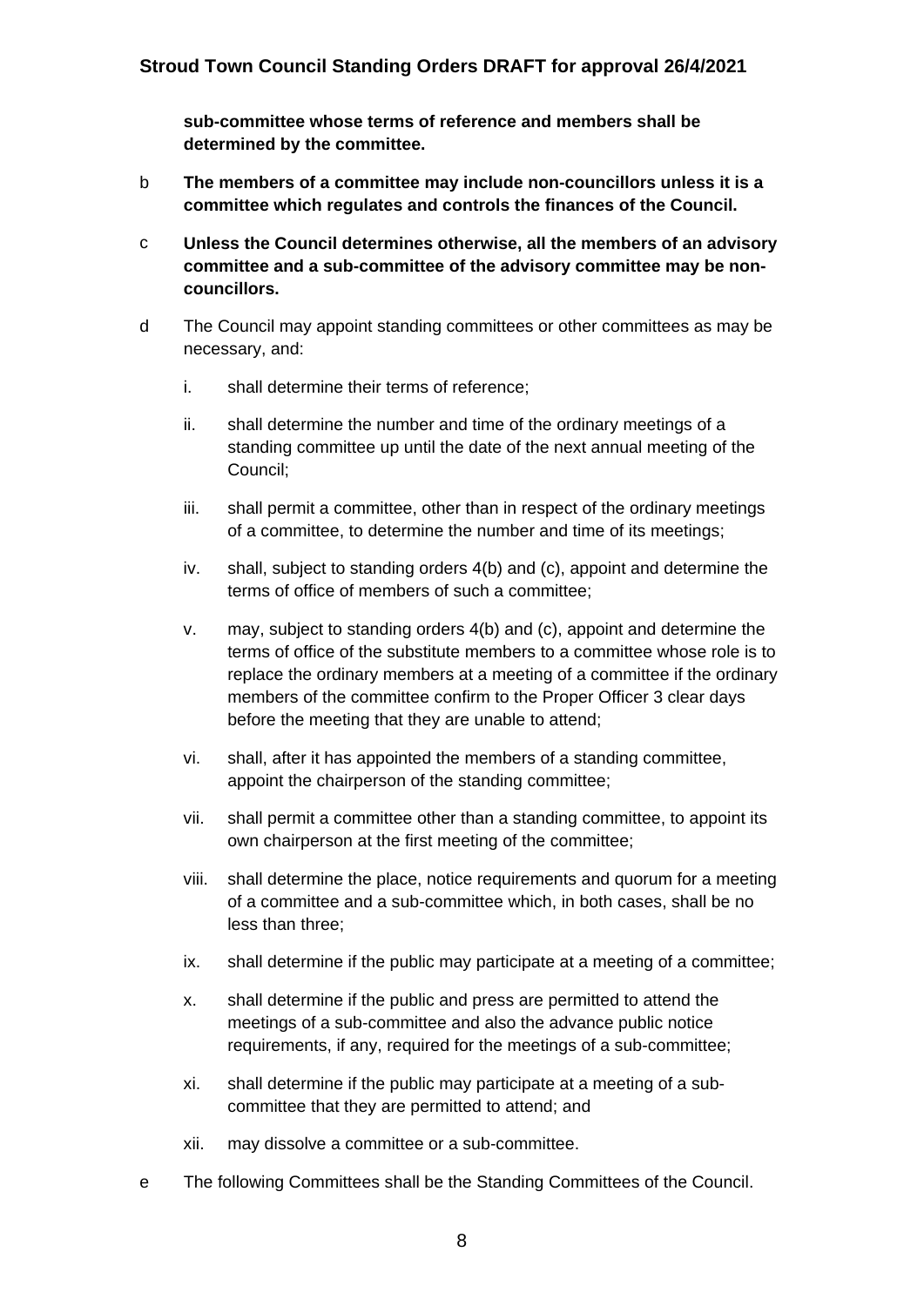**sub-committee whose terms of reference and members shall be determined by the committee.**

b **The members of a committee may include non-councillors unless it is a committee which regulates and controls the finances of the Council.**

c **Unless the Council determines otherwise, all the members of an advisory committee and a sub-committee of the advisory committee may be non-councillors.**

d The Council may appoint standing committees or other committees as may be necessary, and:

i. shall determine their terms of reference;

ii. shall determine the number and time of the ordinary meetings of a standing committee up until the date of the next annual meeting of the Council;

iii. shall permit a committee, other than in respect of the ordinary meetings of a committee, to determine the number and time of its meetings;

iv. shall, subject to standing orders 4(b) and (c), appoint and determine the terms of office of members of such a committee;

v. may, subject to standing orders 4(b) and (c), appoint and determine the terms of office of the substitute members to a committee whose role is to replace the ordinary members at a meeting of a committee if the ordinary members of the committee confirm to the Proper Officer 3 clear days before the meeting that they are unable to attend;

vi. shall, after it has appointed the members of a standing committee, appoint the chairperson of the standing committee;

vii. shall permit a committee other than a standing committee, to appoint its own chairperson at the first meeting of the committee;

viii. shall determine the place, notice requirements and quorum for a meeting of a committee and a sub-committee which, in both cases, shall be no less than three;

ix. shall determine if the public may participate at a meeting of a committee;

x. shall determine if the public and press are permitted to attend the meetings of a sub-committee and also the advance public notice requirements, if any, required for the meetings of a sub-committee;

xi. shall determine if the public may participate at a meeting of a sub-committee that they are permitted to attend; and

xii. may dissolve a committee or a sub-committee.

e The following Committees shall be the Standing Committees of the Council.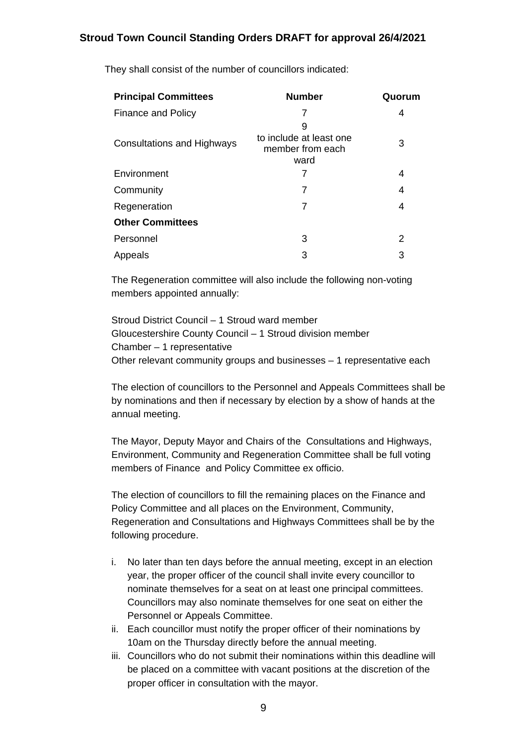They shall consist of the number of councillors indicated:

| Principal Committees | Number | Quorum |
| --- | --- | --- |
| Finance and Policy | 7 | 4 |
| Consultations and Highways | 9 to include at least one member from each ward | 3 |
| Environment | 7 | 4 |
| Community | 7 | 4 |
| Regeneration | 7 | 4 |
| **Other Committees** | | |
| Personnel | 3 | 2 |
| Appeals | 3 | 3 |

The Regeneration committee will also include the following non-voting members appointed annually:

Stroud District Council – 1 Stroud ward member
Gloucestershire County Council – 1 Stroud division member
Chamber – 1 representative
Other relevant community groups and businesses – 1 representative each

The election of councillors to the Personnel and Appeals Committees shall be by nominations and then if necessary by election by a show of hands at the annual meeting.

The Mayor, Deputy Mayor and Chairs of the Consultations and Highways, Environment, Community and Regeneration Committee shall be full voting members of Finance and Policy Committee ex officio.

The election of councillors to fill the remaining places on the Finance and Policy Committee and all places on the Environment, Community, Regeneration and Consultations and Highways Committees shall be by the following procedure.

i. No later than ten days before the annual meeting, except in an election year, the proper officer of the council shall invite every councillor to nominate themselves for a seat on at least one principal committees. Councillors may also nominate themselves for one seat on either the Personnel or Appeals Committee.
ii. Each councillor must notify the proper officer of their nominations by 10am on the Thursday directly before the annual meeting.
iii. Councillors who do not submit their nominations within this deadline will be placed on a committee with vacant positions at the discretion of the proper officer in consultation with the mayor.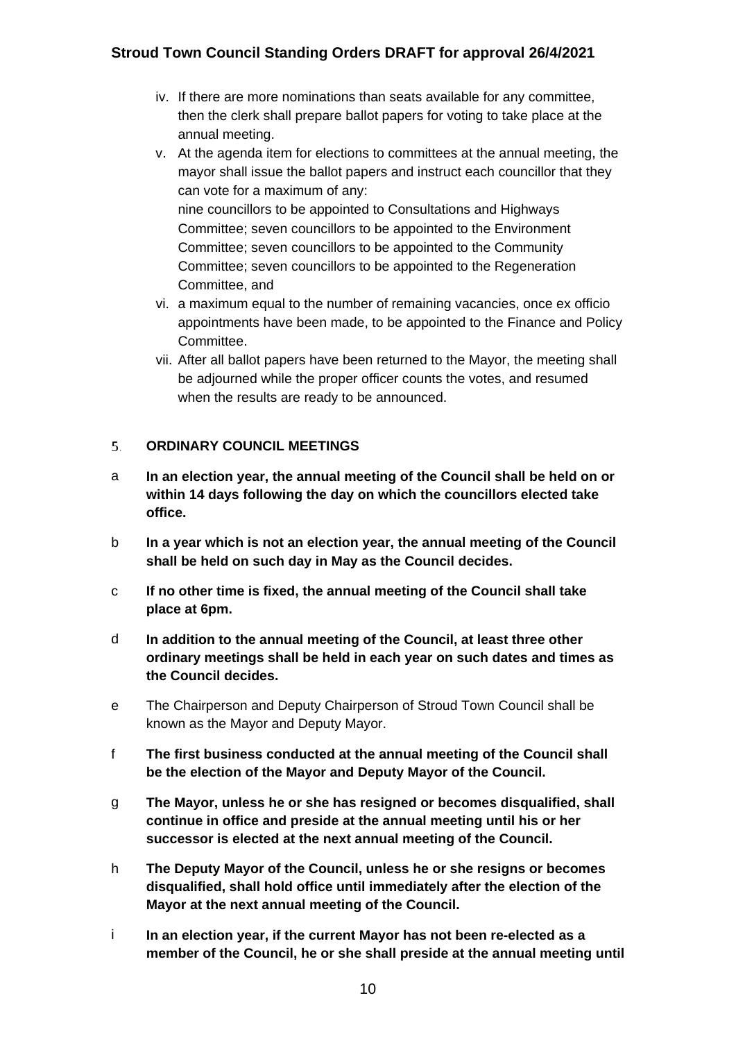iv. If there are more nominations than seats available for any committee, then the clerk shall prepare ballot papers for voting to take place at the annual meeting.

v. At the agenda item for elections to committees at the annual meeting, the mayor shall issue the ballot papers and instruct each councillor that they can vote for a maximum of any:
nine councillors to be appointed to Consultations and Highways Committee; seven councillors to be appointed to the Environment Committee; seven councillors to be appointed to the Community Committee; seven councillors to be appointed to the Regeneration Committee, and

vi. a maximum equal to the number of remaining vacancies, once ex officio appointments have been made, to be appointed to the Finance and Policy Committee.

vii. After all ballot papers have been returned to the Mayor, the meeting shall be adjourned while the proper officer counts the votes, and resumed when the results are ready to be announced.

## 5. ORDINARY COUNCIL MEETINGS

a **In an election year, the annual meeting of the Council shall be held on or within 14 days following the day on which the councillors elected take office.**

b **In a year which is not an election year, the annual meeting of the Council shall be held on such day in May as the Council decides.**

c **If no other time is fixed, the annual meeting of the Council shall take place at 6pm.**

d **In addition to the annual meeting of the Council, at least three other ordinary meetings shall be held in each year on such dates and times as the Council decides.**

e The Chairperson and Deputy Chairperson of Stroud Town Council shall be known as the Mayor and Deputy Mayor.

f **The first business conducted at the annual meeting of the Council shall be the election of the Mayor and Deputy Mayor of the Council.**

g **The Mayor, unless he or she has resigned or becomes disqualified, shall continue in office and preside at the annual meeting until his or her successor is elected at the next annual meeting of the Council.**

h **The Deputy Mayor of the Council, unless he or she resigns or becomes disqualified, shall hold office until immediately after the election of the Mayor at the next annual meeting of the Council.**

i **In an election year, if the current Mayor has not been re-elected as a member of the Council, he or she shall preside at the annual meeting until**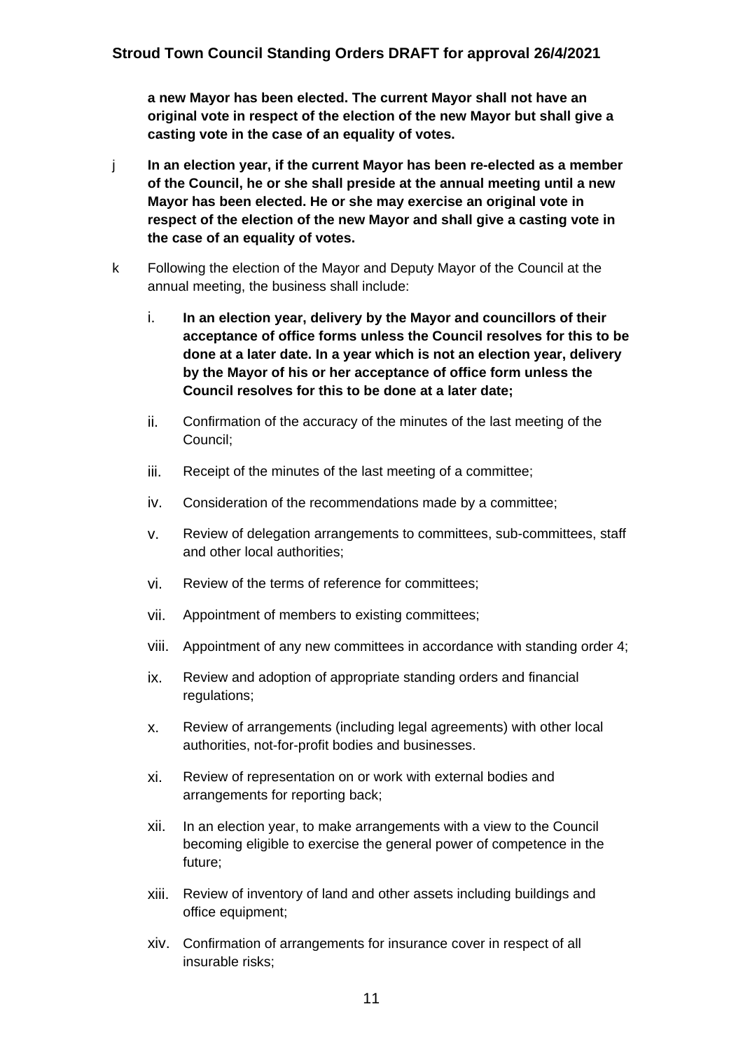**a new Mayor has been elected. The current Mayor shall not have an original vote in respect of the election of the new Mayor but shall give a casting vote in the case of an equality of votes.**

j **In an election year, if the current Mayor has been re-elected as a member of the Council, he or she shall preside at the annual meeting until a new Mayor has been elected. He or she may exercise an original vote in respect of the election of the new Mayor and shall give a casting vote in the case of an equality of votes.**

k Following the election of the Mayor and Deputy Mayor of the Council at the annual meeting, the business shall include:

i. **In an election year, delivery by the Mayor and councillors of their acceptance of office forms unless the Council resolves for this to be done at a later date. In a year which is not an election year, delivery by the Mayor of his or her acceptance of office form unless the Council resolves for this to be done at a later date;**

ii. Confirmation of the accuracy of the minutes of the last meeting of the Council;

iii. Receipt of the minutes of the last meeting of a committee;

iv. Consideration of the recommendations made by a committee;

v. Review of delegation arrangements to committees, sub-committees, staff and other local authorities;

vi. Review of the terms of reference for committees;

vii. Appointment of members to existing committees;

viii. Appointment of any new committees in accordance with standing order 4;

ix. Review and adoption of appropriate standing orders and financial regulations;

x. Review of arrangements (including legal agreements) with other local authorities, not-for-profit bodies and businesses.

xi. Review of representation on or work with external bodies and arrangements for reporting back;

xii. In an election year, to make arrangements with a view to the Council becoming eligible to exercise the general power of competence in the future;

xiii. Review of inventory of land and other assets including buildings and office equipment;

xiv. Confirmation of arrangements for insurance cover in respect of all insurable risks;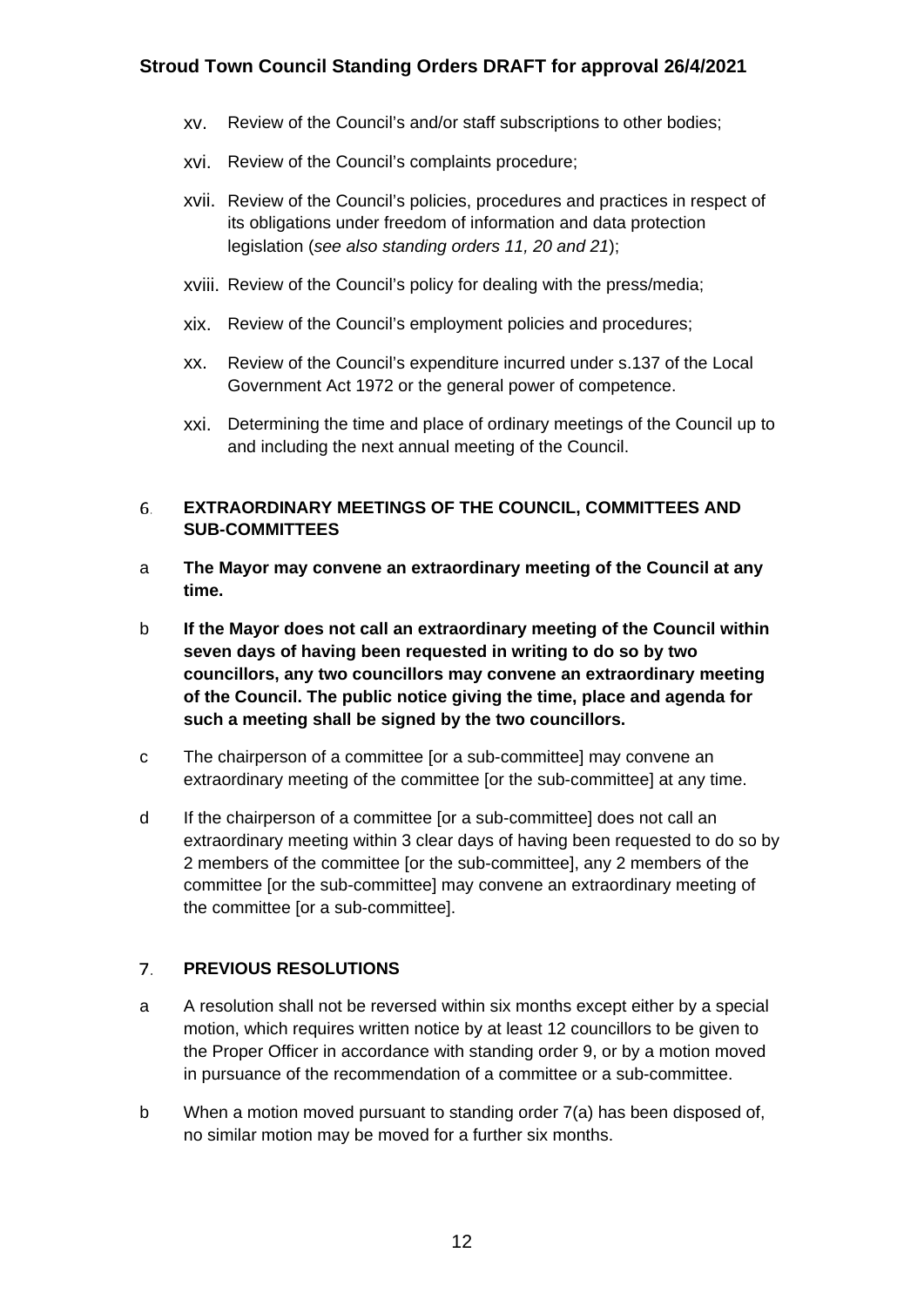xv. Review of the Council's and/or staff subscriptions to other bodies;

xvi. Review of the Council's complaints procedure;

xvii. Review of the Council's policies, procedures and practices in respect of its obligations under freedom of information and data protection legislation (*see also standing orders 11, 20 and 21*);

xviii. Review of the Council's policy for dealing with the press/media;

xix. Review of the Council's employment policies and procedures;

xx. Review of the Council's expenditure incurred under s.137 of the Local Government Act 1972 or the general power of competence.

xxi. Determining the time and place of ordinary meetings of the Council up to and including the next annual meeting of the Council.

## 6. EXTRAORDINARY MEETINGS OF THE COUNCIL, COMMITTEES AND SUB-COMMITTEES

a **The Mayor may convene an extraordinary meeting of the Council at any time.**

b **If the Mayor does not call an extraordinary meeting of the Council within seven days of having been requested in writing to do so by two councillors, any two councillors may convene an extraordinary meeting of the Council. The public notice giving the time, place and agenda for such a meeting shall be signed by the two councillors.**

c The chairperson of a committee [or a sub-committee] may convene an extraordinary meeting of the committee [or the sub-committee] at any time.

d If the chairperson of a committee [or a sub-committee] does not call an extraordinary meeting within 3 clear days of having been requested to do so by 2 members of the committee [or the sub-committee], any 2 members of the committee [or the sub-committee] may convene an extraordinary meeting of the committee [or a sub-committee].

## 7. PREVIOUS RESOLUTIONS

a A resolution shall not be reversed within six months except either by a special motion, which requires written notice by at least 12 councillors to be given to the Proper Officer in accordance with standing order 9, or by a motion moved in pursuance of the recommendation of a committee or a sub-committee.

b When a motion moved pursuant to standing order 7(a) has been disposed of, no similar motion may be moved for a further six months.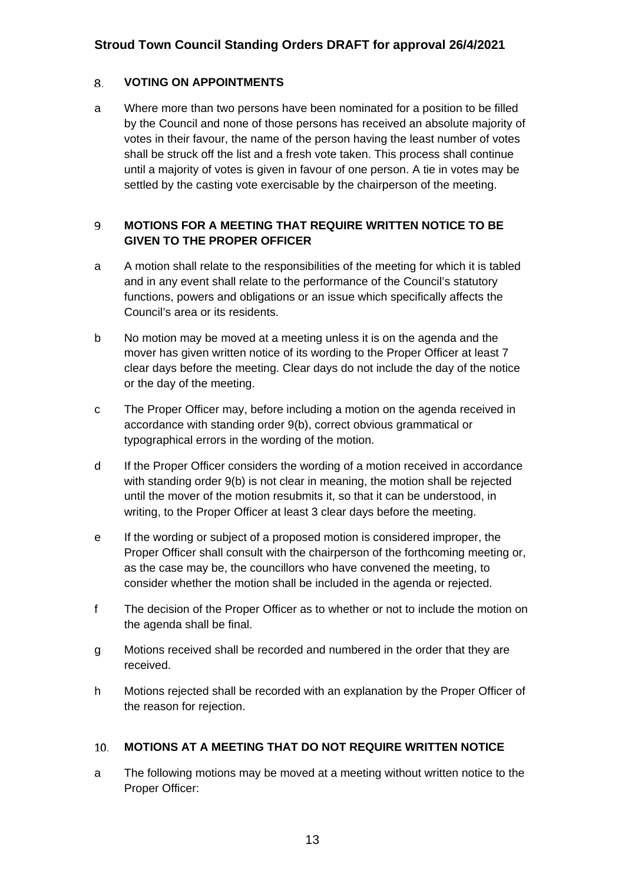## 8. VOTING ON APPOINTMENTS

a Where more than two persons have been nominated for a position to be filled by the Council and none of those persons has received an absolute majority of votes in their favour, the name of the person having the least number of votes shall be struck off the list and a fresh vote taken. This process shall continue until a majority of votes is given in favour of one person. A tie in votes may be settled by the casting vote exercisable by the chairperson of the meeting.

## 9. MOTIONS FOR A MEETING THAT REQUIRE WRITTEN NOTICE TO BE GIVEN TO THE PROPER OFFICER

a A motion shall relate to the responsibilities of the meeting for which it is tabled and in any event shall relate to the performance of the Council's statutory functions, powers and obligations or an issue which specifically affects the Council's area or its residents.

b No motion may be moved at a meeting unless it is on the agenda and the mover has given written notice of its wording to the Proper Officer at least 7 clear days before the meeting. Clear days do not include the day of the notice or the day of the meeting.

c The Proper Officer may, before including a motion on the agenda received in accordance with standing order 9(b), correct obvious grammatical or typographical errors in the wording of the motion.

d If the Proper Officer considers the wording of a motion received in accordance with standing order 9(b) is not clear in meaning, the motion shall be rejected until the mover of the motion resubmits it, so that it can be understood, in writing, to the Proper Officer at least 3 clear days before the meeting.

e If the wording or subject of a proposed motion is considered improper, the Proper Officer shall consult with the chairperson of the forthcoming meeting or, as the case may be, the councillors who have convened the meeting, to consider whether the motion shall be included in the agenda or rejected.

f The decision of the Proper Officer as to whether or not to include the motion on the agenda shall be final.

g Motions received shall be recorded and numbered in the order that they are received.

h Motions rejected shall be recorded with an explanation by the Proper Officer of the reason for rejection.

## 10. MOTIONS AT A MEETING THAT DO NOT REQUIRE WRITTEN NOTICE

a The following motions may be moved at a meeting without written notice to the Proper Officer: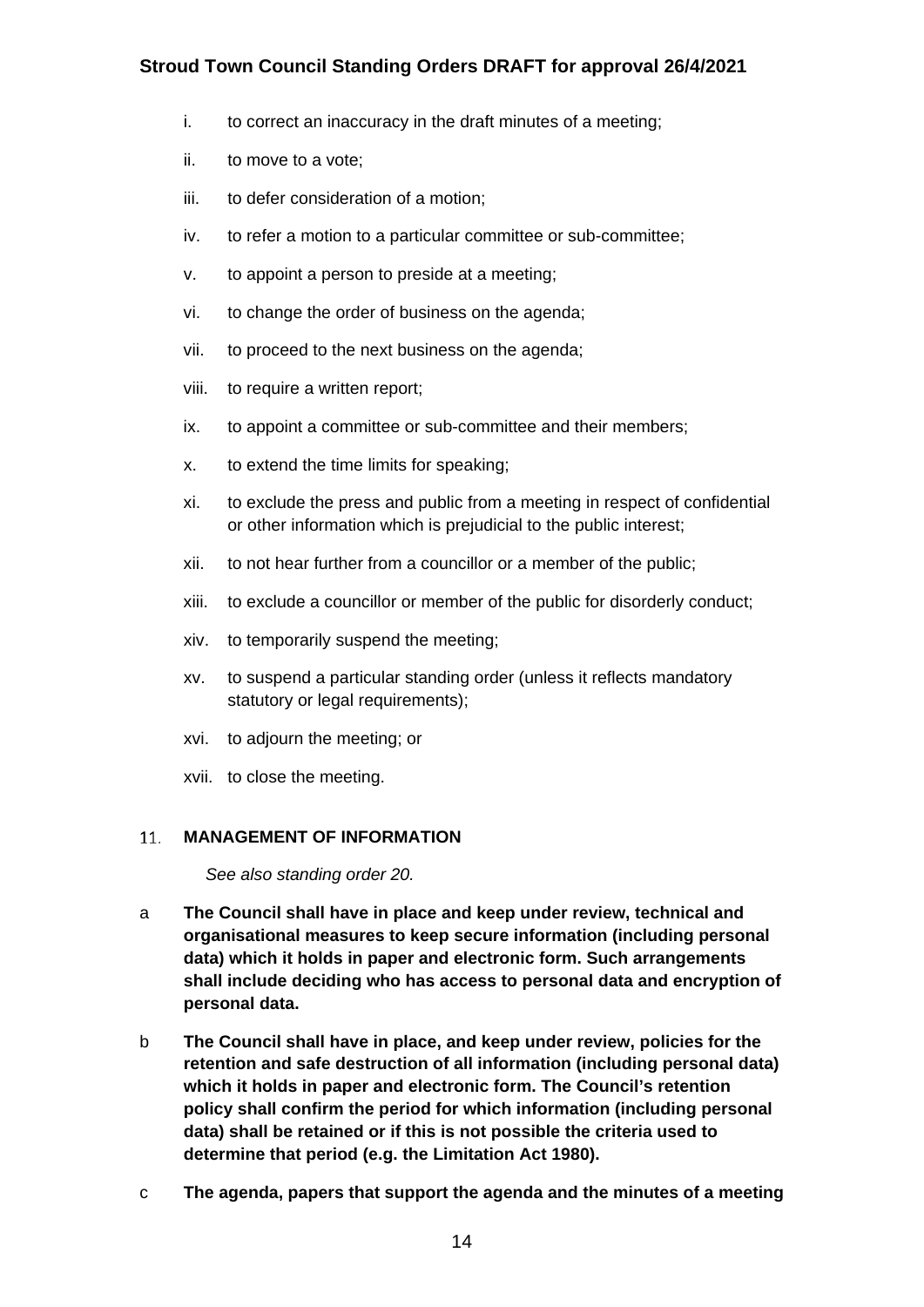i. to correct an inaccuracy in the draft minutes of a meeting;

ii. to move to a vote;

iii. to defer consideration of a motion;

iv. to refer a motion to a particular committee or sub-committee;

v. to appoint a person to preside at a meeting;

vi. to change the order of business on the agenda;

vii. to proceed to the next business on the agenda;

viii. to require a written report;

ix. to appoint a committee or sub-committee and their members;

x. to extend the time limits for speaking;

xi. to exclude the press and public from a meeting in respect of confidential or other information which is prejudicial to the public interest;

xii. to not hear further from a councillor or a member of the public;

xiii. to exclude a councillor or member of the public for disorderly conduct;

xiv. to temporarily suspend the meeting;

xv. to suspend a particular standing order (unless it reflects mandatory statutory or legal requirements);

xvi. to adjourn the meeting; or

xvii. to close the meeting.

## 11. MANAGEMENT OF INFORMATION

*See also standing order 20.*

a **The Council shall have in place and keep under review, technical and organisational measures to keep secure information (including personal data) which it holds in paper and electronic form. Such arrangements shall include deciding who has access to personal data and encryption of personal data.**

b **The Council shall have in place, and keep under review, policies for the retention and safe destruction of all information (including personal data) which it holds in paper and electronic form. The Council's retention policy shall confirm the period for which information (including personal data) shall be retained or if this is not possible the criteria used to determine that period (e.g. the Limitation Act 1980).**

c **The agenda, papers that support the agenda and the minutes of a meeting**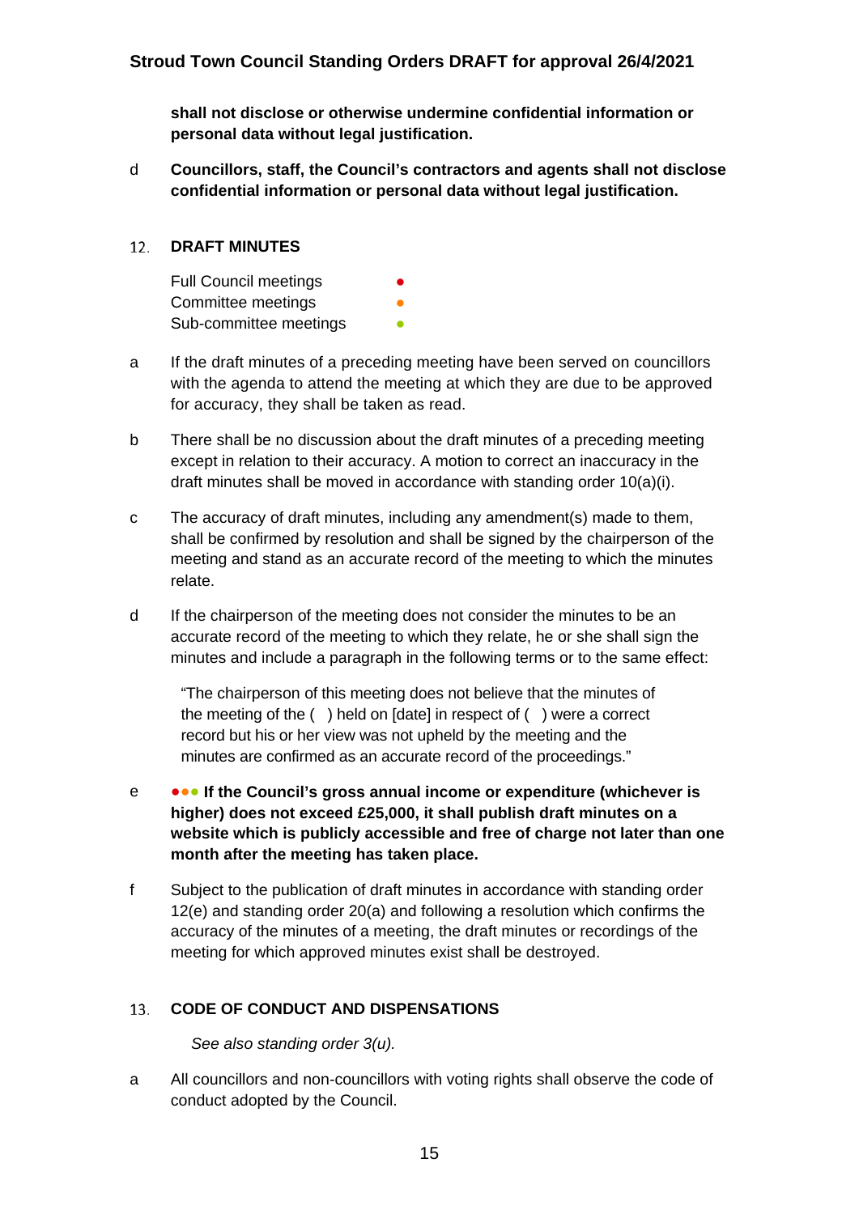**shall not disclose or otherwise undermine confidential information or personal data without legal justification.**

d **Councillors, staff, the Council's contractors and agents shall not disclose confidential information or personal data without legal justification.**

## 12. DRAFT MINUTES

Full Council meetings ●
Committee meetings ●
Sub-committee meetings ●

a If the draft minutes of a preceding meeting have been served on councillors with the agenda to attend the meeting at which they are due to be approved for accuracy, they shall be taken as read.

b There shall be no discussion about the draft minutes of a preceding meeting except in relation to their accuracy. A motion to correct an inaccuracy in the draft minutes shall be moved in accordance with standing order 10(a)(i).

c The accuracy of draft minutes, including any amendment(s) made to them, shall be confirmed by resolution and shall be signed by the chairperson of the meeting and stand as an accurate record of the meeting to which the minutes relate.

d If the chairperson of the meeting does not consider the minutes to be an accurate record of the meeting to which they relate, he or she shall sign the minutes and include a paragraph in the following terms or to the same effect:

> "The chairperson of this meeting does not believe that the minutes of the meeting of the ( ) held on [date] in respect of ( ) were a correct record but his or her view was not upheld by the meeting and the minutes are confirmed as an accurate record of the proceedings."

e ●●● **If the Council's gross annual income or expenditure (whichever is higher) does not exceed £25,000, it shall publish draft minutes on a website which is publicly accessible and free of charge not later than one month after the meeting has taken place.**

f Subject to the publication of draft minutes in accordance with standing order 12(e) and standing order 20(a) and following a resolution which confirms the accuracy of the minutes of a meeting, the draft minutes or recordings of the meeting for which approved minutes exist shall be destroyed.

## 13. CODE OF CONDUCT AND DISPENSATIONS

*See also standing order 3(u).*

a All councillors and non-councillors with voting rights shall observe the code of conduct adopted by the Council.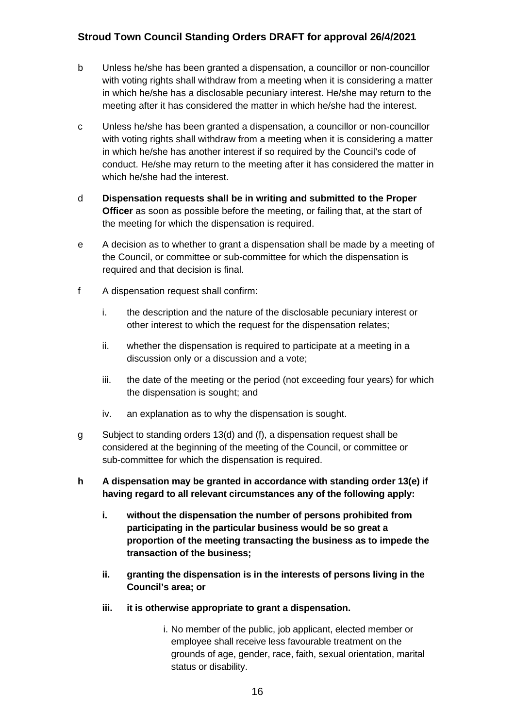b Unless he/she has been granted a dispensation, a councillor or non-councillor with voting rights shall withdraw from a meeting when it is considering a matter in which he/she has a disclosable pecuniary interest. He/she may return to the meeting after it has considered the matter in which he/she had the interest.

c Unless he/she has been granted a dispensation, a councillor or non-councillor with voting rights shall withdraw from a meeting when it is considering a matter in which he/she has another interest if so required by the Council's code of conduct. He/she may return to the meeting after it has considered the matter in which he/she had the interest.

d **Dispensation requests shall be in writing and submitted to the Proper Officer** as soon as possible before the meeting, or failing that, at the start of the meeting for which the dispensation is required.

e A decision as to whether to grant a dispensation shall be made by a meeting of the Council, or committee or sub-committee for which the dispensation is required and that decision is final.

f A dispensation request shall confirm:

i. the description and the nature of the disclosable pecuniary interest or other interest to which the request for the dispensation relates;

ii. whether the dispensation is required to participate at a meeting in a discussion only or a discussion and a vote;

iii. the date of the meeting or the period (not exceeding four years) for which the dispensation is sought; and

iv. an explanation as to why the dispensation is sought.

g Subject to standing orders 13(d) and (f), a dispensation request shall be considered at the beginning of the meeting of the Council, or committee or sub-committee for which the dispensation is required.

**h A dispensation may be granted in accordance with standing order 13(e) if having regard to all relevant circumstances any of the following apply:**

**i. without the dispensation the number of persons prohibited from participating in the particular business would be so great a proportion of the meeting transacting the business as to impede the transaction of the business;**

**ii. granting the dispensation is in the interests of persons living in the Council's area; or**

**iii. it is otherwise appropriate to grant a dispensation.**

i. No member of the public, job applicant, elected member or employee shall receive less favourable treatment on the grounds of age, gender, race, faith, sexual orientation, marital status or disability.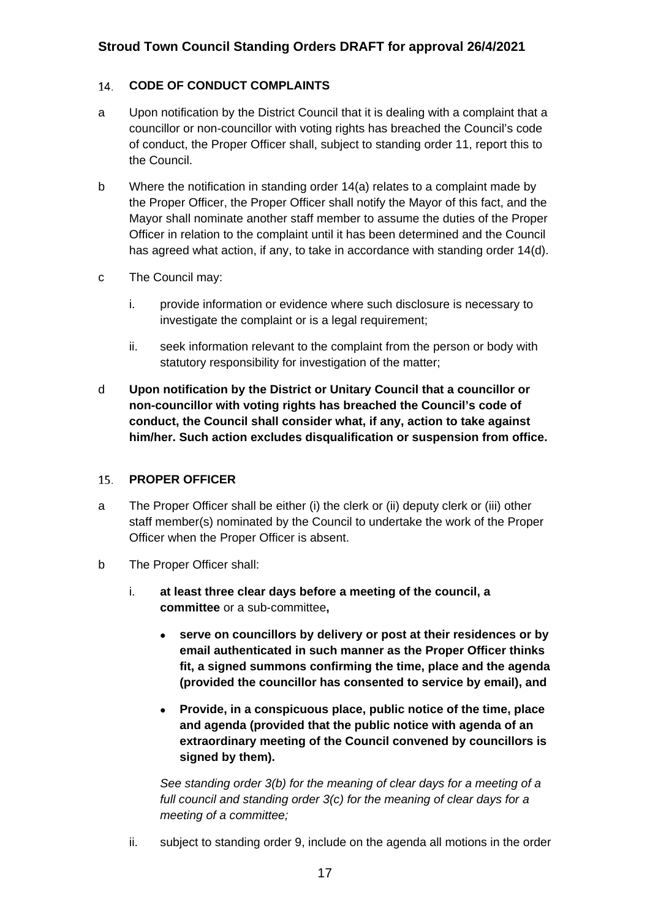## 14. CODE OF CONDUCT COMPLAINTS

a Upon notification by the District Council that it is dealing with a complaint that a councillor or non-councillor with voting rights has breached the Council's code of conduct, the Proper Officer shall, subject to standing order 11, report this to the Council.

b Where the notification in standing order 14(a) relates to a complaint made by the Proper Officer, the Proper Officer shall notify the Mayor of this fact, and the Mayor shall nominate another staff member to assume the duties of the Proper Officer in relation to the complaint until it has been determined and the Council has agreed what action, if any, to take in accordance with standing order 14(d).

c The Council may:

i. provide information or evidence where such disclosure is necessary to investigate the complaint or is a legal requirement;

ii. seek information relevant to the complaint from the person or body with statutory responsibility for investigation of the matter;

d **Upon notification by the District or Unitary Council that a councillor or non-councillor with voting rights has breached the Council's code of conduct, the Council shall consider what, if any, action to take against him/her. Such action excludes disqualification or suspension from office.**

## 15. PROPER OFFICER

a The Proper Officer shall be either (i) the clerk or (ii) deputy clerk or (iii) other staff member(s) nominated by the Council to undertake the work of the Proper Officer when the Proper Officer is absent.

b The Proper Officer shall:

i. **at least three clear days before a meeting of the council, a committee** or a sub-committee**,**

- **serve on councillors by delivery or post at their residences or by email authenticated in such manner as the Proper Officer thinks fit, a signed summons confirming the time, place and the agenda (provided the councillor has consented to service by email), and**
- **Provide, in a conspicuous place, public notice of the time, place and agenda (provided that the public notice with agenda of an extraordinary meeting of the Council convened by councillors is signed by them).**

*See standing order 3(b) for the meaning of clear days for a meeting of a full council and standing order 3(c) for the meaning of clear days for a meeting of a committee;*

ii. subject to standing order 9, include on the agenda all motions in the order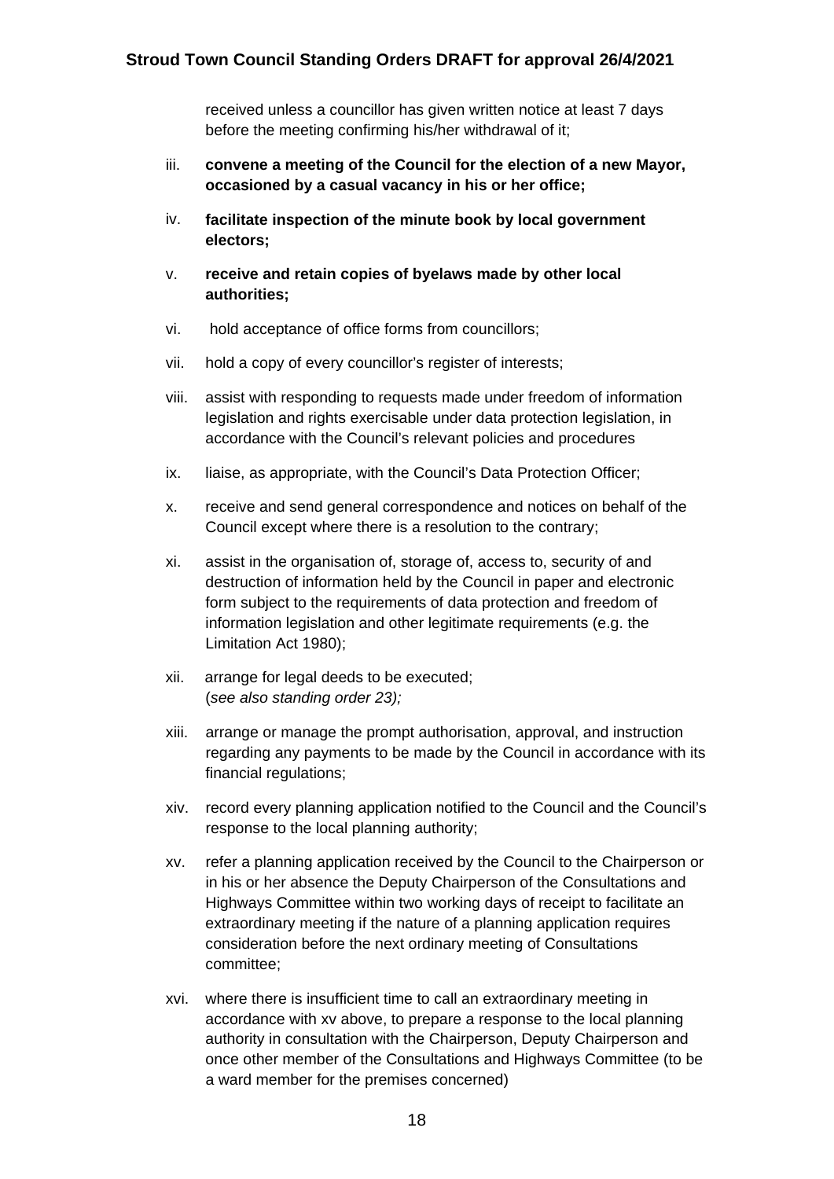received unless a councillor has given written notice at least 7 days before the meeting confirming his/her withdrawal of it;

iii. **convene a meeting of the Council for the election of a new Mayor, occasioned by a casual vacancy in his or her office;**

iv. **facilitate inspection of the minute book by local government electors;**

v. **receive and retain copies of byelaws made by other local authorities;**

vi. hold acceptance of office forms from councillors;

vii. hold a copy of every councillor's register of interests;

viii. assist with responding to requests made under freedom of information legislation and rights exercisable under data protection legislation, in accordance with the Council's relevant policies and procedures

ix. liaise, as appropriate, with the Council's Data Protection Officer;

x. receive and send general correspondence and notices on behalf of the Council except where there is a resolution to the contrary;

xi. assist in the organisation of, storage of, access to, security of and destruction of information held by the Council in paper and electronic form subject to the requirements of data protection and freedom of information legislation and other legitimate requirements (e.g. the Limitation Act 1980);

xii. arrange for legal deeds to be executed;
(*see also standing order 23);*

xiii. arrange or manage the prompt authorisation, approval, and instruction regarding any payments to be made by the Council in accordance with its financial regulations;

xiv. record every planning application notified to the Council and the Council's response to the local planning authority;

xv. refer a planning application received by the Council to the Chairperson or in his or her absence the Deputy Chairperson of the Consultations and Highways Committee within two working days of receipt to facilitate an extraordinary meeting if the nature of a planning application requires consideration before the next ordinary meeting of Consultations committee;

xvi. where there is insufficient time to call an extraordinary meeting in accordance with xv above, to prepare a response to the local planning authority in consultation with the Chairperson, Deputy Chairperson and once other member of the Consultations and Highways Committee (to be a ward member for the premises concerned)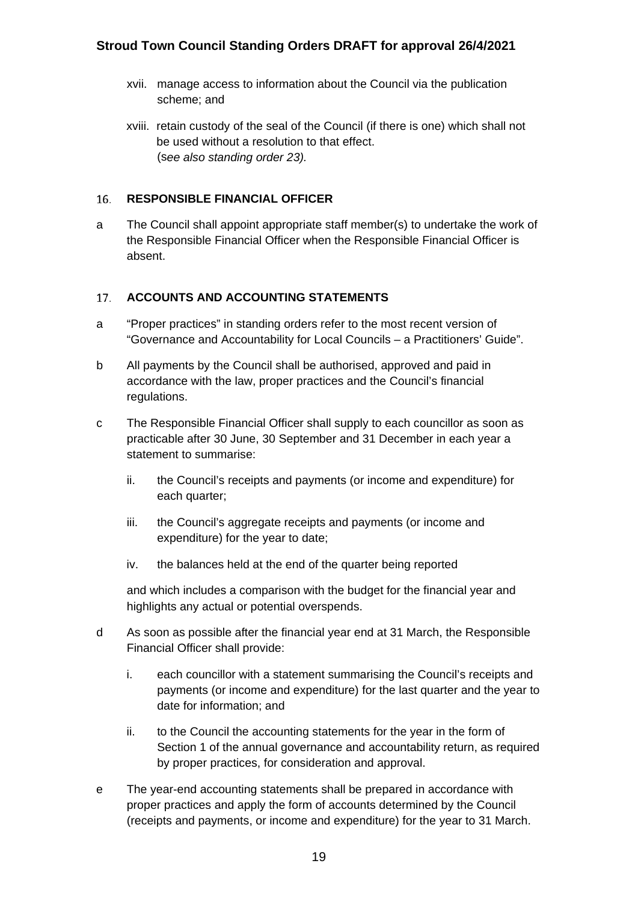xvii. manage access to information about the Council via the publication scheme; and

xviii. retain custody of the seal of the Council (if there is one) which shall not be used without a resolution to that effect. (*see also standing order 23).*

## 16. RESPONSIBLE FINANCIAL OFFICER

a The Council shall appoint appropriate staff member(s) to undertake the work of the Responsible Financial Officer when the Responsible Financial Officer is absent.

## 17. ACCOUNTS AND ACCOUNTING STATEMENTS

a "Proper practices" in standing orders refer to the most recent version of "Governance and Accountability for Local Councils – a Practitioners' Guide".

b All payments by the Council shall be authorised, approved and paid in accordance with the law, proper practices and the Council's financial regulations.

c The Responsible Financial Officer shall supply to each councillor as soon as practicable after 30 June, 30 September and 31 December in each year a statement to summarise:

ii. the Council's receipts and payments (or income and expenditure) for each quarter;

iii. the Council's aggregate receipts and payments (or income and expenditure) for the year to date;

iv. the balances held at the end of the quarter being reported

and which includes a comparison with the budget for the financial year and highlights any actual or potential overspends.

d As soon as possible after the financial year end at 31 March, the Responsible Financial Officer shall provide:

i. each councillor with a statement summarising the Council's receipts and payments (or income and expenditure) for the last quarter and the year to date for information; and

ii. to the Council the accounting statements for the year in the form of Section 1 of the annual governance and accountability return, as required by proper practices, for consideration and approval.

e The year-end accounting statements shall be prepared in accordance with proper practices and apply the form of accounts determined by the Council (receipts and payments, or income and expenditure) for the year to 31 March.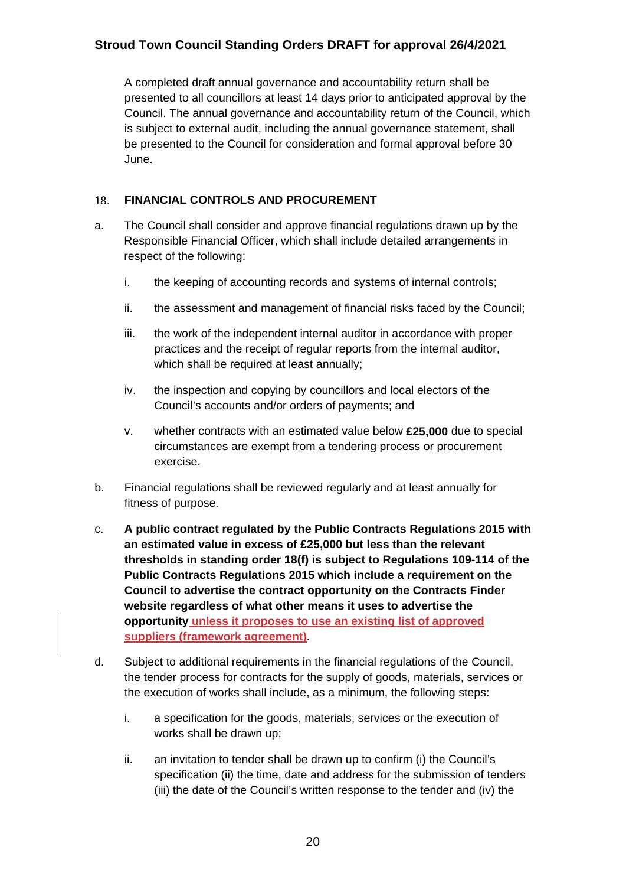A completed draft annual governance and accountability return shall be presented to all councillors at least 14 days prior to anticipated approval by the Council. The annual governance and accountability return of the Council, which is subject to external audit, including the annual governance statement, shall be presented to the Council for consideration and formal approval before 30 June.

## 18. FINANCIAL CONTROLS AND PROCUREMENT

a. The Council shall consider and approve financial regulations drawn up by the Responsible Financial Officer, which shall include detailed arrangements in respect of the following:

   i. the keeping of accounting records and systems of internal controls;

   ii. the assessment and management of financial risks faced by the Council;

   iii. the work of the independent internal auditor in accordance with proper practices and the receipt of regular reports from the internal auditor, which shall be required at least annually;

   iv. the inspection and copying by councillors and local electors of the Council's accounts and/or orders of payments; and

   v. whether contracts with an estimated value below **£25,000** due to special circumstances are exempt from a tendering process or procurement exercise.

b. Financial regulations shall be reviewed regularly and at least annually for fitness of purpose.

c. **A public contract regulated by the Public Contracts Regulations 2015 with an estimated value in excess of £25,000 but less than the relevant thresholds in standing order 18(f) is subject to Regulations 109-114 of the Public Contracts Regulations 2015 which include a requirement on the Council to advertise the contract opportunity on the Contracts Finder website regardless of what other means it uses to advertise the opportunity unless it proposes to use an existing list of approved suppliers (framework agreement).**

d. Subject to additional requirements in the financial regulations of the Council, the tender process for contracts for the supply of goods, materials, services or the execution of works shall include, as a minimum, the following steps:

   i. a specification for the goods, materials, services or the execution of works shall be drawn up;

   ii. an invitation to tender shall be drawn up to confirm (i) the Council's specification (ii) the time, date and address for the submission of tenders (iii) the date of the Council's written response to the tender and (iv) the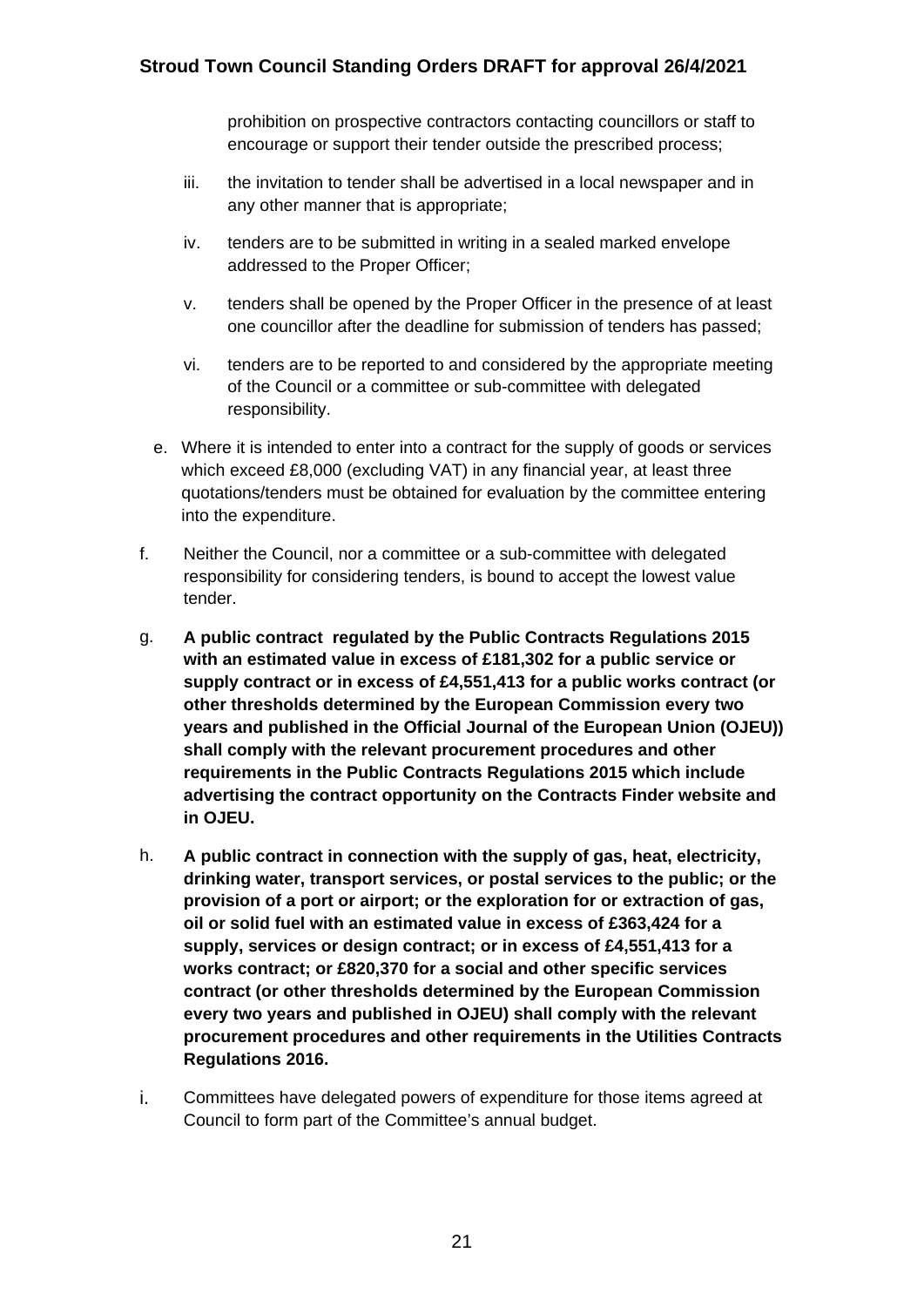prohibition on prospective contractors contacting councillors or staff to encourage or support their tender outside the prescribed process;

iii. the invitation to tender shall be advertised in a local newspaper and in any other manner that is appropriate;

iv. tenders are to be submitted in writing in a sealed marked envelope addressed to the Proper Officer;

v. tenders shall be opened by the Proper Officer in the presence of at least one councillor after the deadline for submission of tenders has passed;

vi. tenders are to be reported to and considered by the appropriate meeting of the Council or a committee or sub-committee with delegated responsibility.

e. Where it is intended to enter into a contract for the supply of goods or services which exceed £8,000 (excluding VAT) in any financial year, at least three quotations/tenders must be obtained for evaluation by the committee entering into the expenditure.

f. Neither the Council, nor a committee or a sub-committee with delegated responsibility for considering tenders, is bound to accept the lowest value tender.

g. **A public contract regulated by the Public Contracts Regulations 2015 with an estimated value in excess of £181,302 for a public service or supply contract or in excess of £4,551,413 for a public works contract (or other thresholds determined by the European Commission every two years and published in the Official Journal of the European Union (OJEU)) shall comply with the relevant procurement procedures and other requirements in the Public Contracts Regulations 2015 which include advertising the contract opportunity on the Contracts Finder website and in OJEU.**

h. **A public contract in connection with the supply of gas, heat, electricity, drinking water, transport services, or postal services to the public; or the provision of a port or airport; or the exploration for or extraction of gas, oil or solid fuel with an estimated value in excess of £363,424 for a supply, services or design contract; or in excess of £4,551,413 for a works contract; or £820,370 for a social and other specific services contract (or other thresholds determined by the European Commission every two years and published in OJEU) shall comply with the relevant procurement procedures and other requirements in the Utilities Contracts Regulations 2016.**

i. Committees have delegated powers of expenditure for those items agreed at Council to form part of the Committee's annual budget.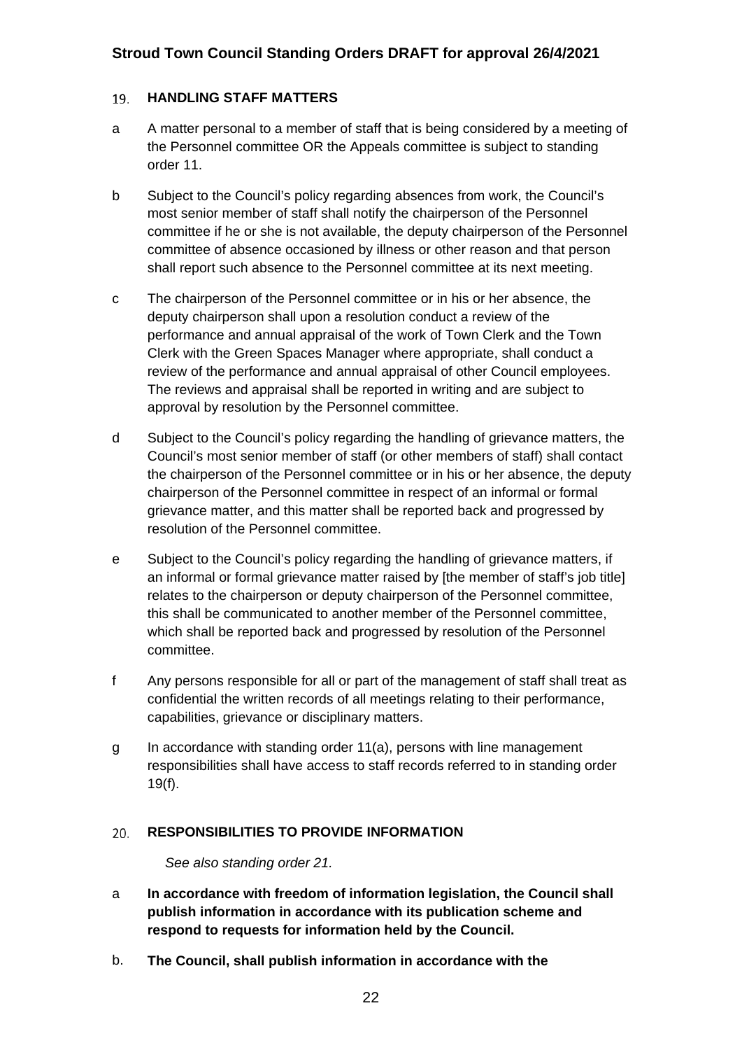## 19. HANDLING STAFF MATTERS

a A matter personal to a member of staff that is being considered by a meeting of the Personnel committee OR the Appeals committee is subject to standing order 11.

b Subject to the Council's policy regarding absences from work, the Council's most senior member of staff shall notify the chairperson of the Personnel committee if he or she is not available, the deputy chairperson of the Personnel committee of absence occasioned by illness or other reason and that person shall report such absence to the Personnel committee at its next meeting.

c The chairperson of the Personnel committee or in his or her absence, the deputy chairperson shall upon a resolution conduct a review of the performance and annual appraisal of the work of Town Clerk and the Town Clerk with the Green Spaces Manager where appropriate, shall conduct a review of the performance and annual appraisal of other Council employees. The reviews and appraisal shall be reported in writing and are subject to approval by resolution by the Personnel committee.

d Subject to the Council's policy regarding the handling of grievance matters, the Council's most senior member of staff (or other members of staff) shall contact the chairperson of the Personnel committee or in his or her absence, the deputy chairperson of the Personnel committee in respect of an informal or formal grievance matter, and this matter shall be reported back and progressed by resolution of the Personnel committee.

e Subject to the Council's policy regarding the handling of grievance matters, if an informal or formal grievance matter raised by [the member of staff's job title] relates to the chairperson or deputy chairperson of the Personnel committee, this shall be communicated to another member of the Personnel committee, which shall be reported back and progressed by resolution of the Personnel committee.

f Any persons responsible for all or part of the management of staff shall treat as confidential the written records of all meetings relating to their performance, capabilities, grievance or disciplinary matters.

g In accordance with standing order 11(a), persons with line management responsibilities shall have access to staff records referred to in standing order 19(f).

## 20. RESPONSIBILITIES TO PROVIDE INFORMATION

*See also standing order 21.*

a **In accordance with freedom of information legislation, the Council shall publish information in accordance with its publication scheme and respond to requests for information held by the Council.**

b. **The Council, shall publish information in accordance with the**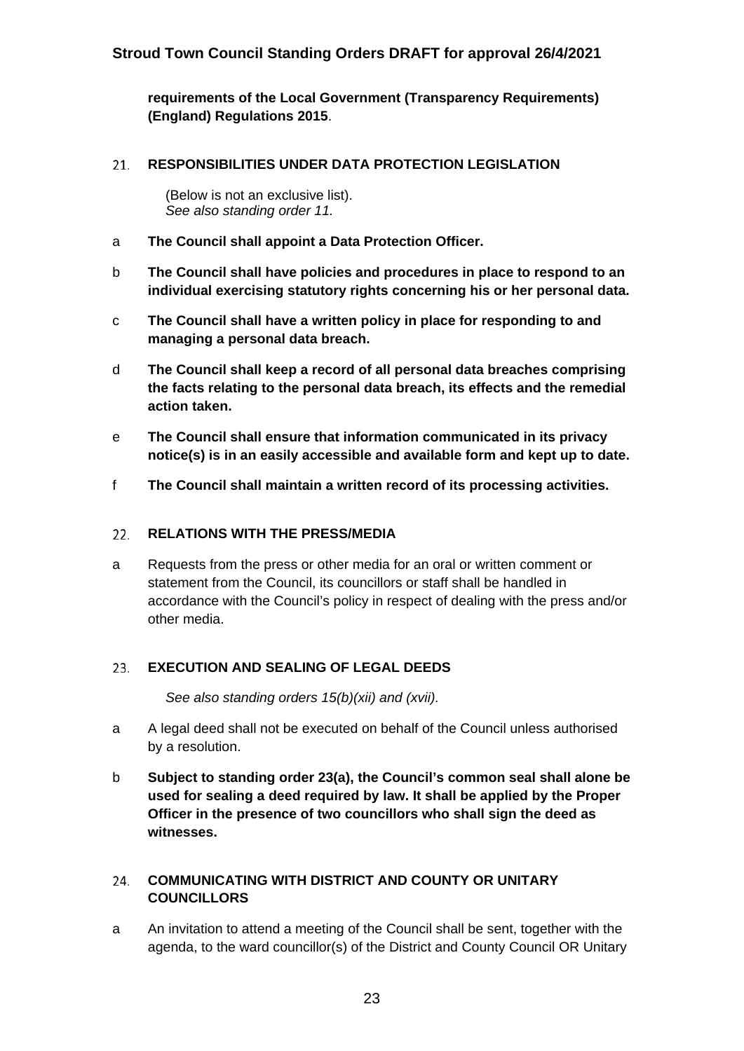**requirements of the Local Government (Transparency Requirements) (England) Regulations 2015**.

## 21. RESPONSIBILITIES UNDER DATA PROTECTION LEGISLATION

(Below is not an exclusive list).
*See also standing order 11.*

a **The Council shall appoint a Data Protection Officer.**

b **The Council shall have policies and procedures in place to respond to an individual exercising statutory rights concerning his or her personal data.**

c **The Council shall have a written policy in place for responding to and managing a personal data breach.**

d **The Council shall keep a record of all personal data breaches comprising the facts relating to the personal data breach, its effects and the remedial action taken.**

e **The Council shall ensure that information communicated in its privacy notice(s) is in an easily accessible and available form and kept up to date.**

f **The Council shall maintain a written record of its processing activities.**

## 22. RELATIONS WITH THE PRESS/MEDIA

a Requests from the press or other media for an oral or written comment or statement from the Council, its councillors or staff shall be handled in accordance with the Council's policy in respect of dealing with the press and/or other media.

## 23. EXECUTION AND SEALING OF LEGAL DEEDS

*See also standing orders 15(b)(xii) and (xvii).*

a A legal deed shall not be executed on behalf of the Council unless authorised by a resolution.

b **Subject to standing order 23(a), the Council's common seal shall alone be used for sealing a deed required by law. It shall be applied by the Proper Officer in the presence of two councillors who shall sign the deed as witnesses.**

## 24. COMMUNICATING WITH DISTRICT AND COUNTY OR UNITARY COUNCILLORS

a An invitation to attend a meeting of the Council shall be sent, together with the agenda, to the ward councillor(s) of the District and County Council OR Unitary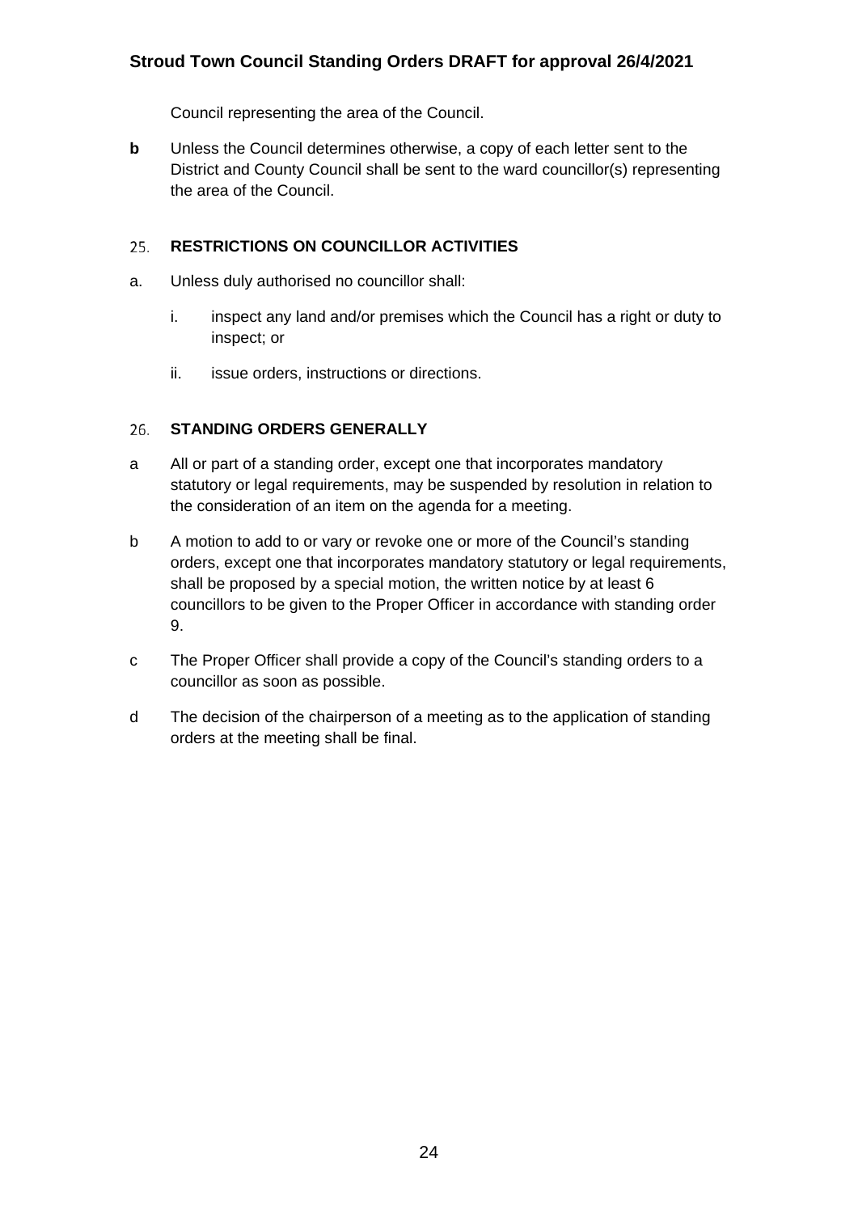Council representing the area of the Council.

**b** Unless the Council determines otherwise, a copy of each letter sent to the District and County Council shall be sent to the ward councillor(s) representing the area of the Council.

## 25. RESTRICTIONS ON COUNCILLOR ACTIVITIES

a. Unless duly authorised no councillor shall:

   i. inspect any land and/or premises which the Council has a right or duty to inspect; or

   ii. issue orders, instructions or directions.

## 26. STANDING ORDERS GENERALLY

a All or part of a standing order, except one that incorporates mandatory statutory or legal requirements, may be suspended by resolution in relation to the consideration of an item on the agenda for a meeting.

b A motion to add to or vary or revoke one or more of the Council's standing orders, except one that incorporates mandatory statutory or legal requirements, shall be proposed by a special motion, the written notice by at least 6 councillors to be given to the Proper Officer in accordance with standing order 9.

c The Proper Officer shall provide a copy of the Council's standing orders to a councillor as soon as possible.

d The decision of the chairperson of a meeting as to the application of standing orders at the meeting shall be final.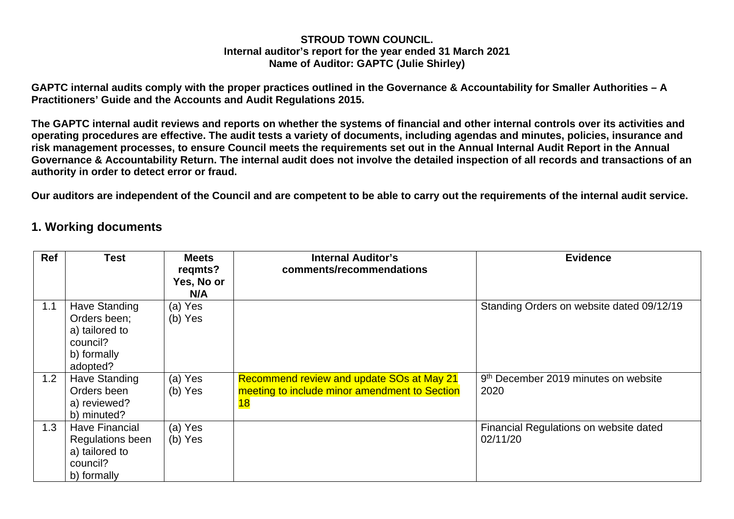**STROUD TOWN COUNCIL.**
**Internal auditor's report for the year ended 31 March 2021**
**Name of Auditor: GAPTC (Julie Shirley)**

**GAPTC internal audits comply with the proper practices outlined in the Governance & Accountability for Smaller Authorities – A Practitioners' Guide and the Accounts and Audit Regulations 2015.**

**The GAPTC internal audit reviews and reports on whether the systems of financial and other internal controls over its activities and operating procedures are effective. The audit tests a variety of documents, including agendas and minutes, policies, insurance and risk management processes, to ensure Council meets the requirements set out in the Annual Internal Audit Report in the Annual Governance & Accountability Return. The internal audit does not involve the detailed inspection of all records and transactions of an authority in order to detect error or fraud.**

**Our auditors are independent of the Council and are competent to be able to carry out the requirements of the internal audit service.**

## 1. Working documents

| Ref | Test | Meets reqmts? Yes, No or N/A | Internal Auditor's comments/recommendations | Evidence |
|---|---|---|---|---|
| 1.1 | Have Standing Orders been; a) tailored to council? b) formally adopted? | (a) Yes (b) Yes | | Standing Orders on website dated 09/12/19 |
| 1.2 | Have Standing Orders been a) reviewed? b) minuted? | (a) Yes (b) Yes | Recommend review and update SOs at May 21 meeting to include minor amendment to Section 18 | 9th December 2019 minutes on website 2020 |
| 1.3 | Have Financial Regulations been a) tailored to council? b) formally | (a) Yes (b) Yes | | Financial Regulations on website dated 02/11/20 |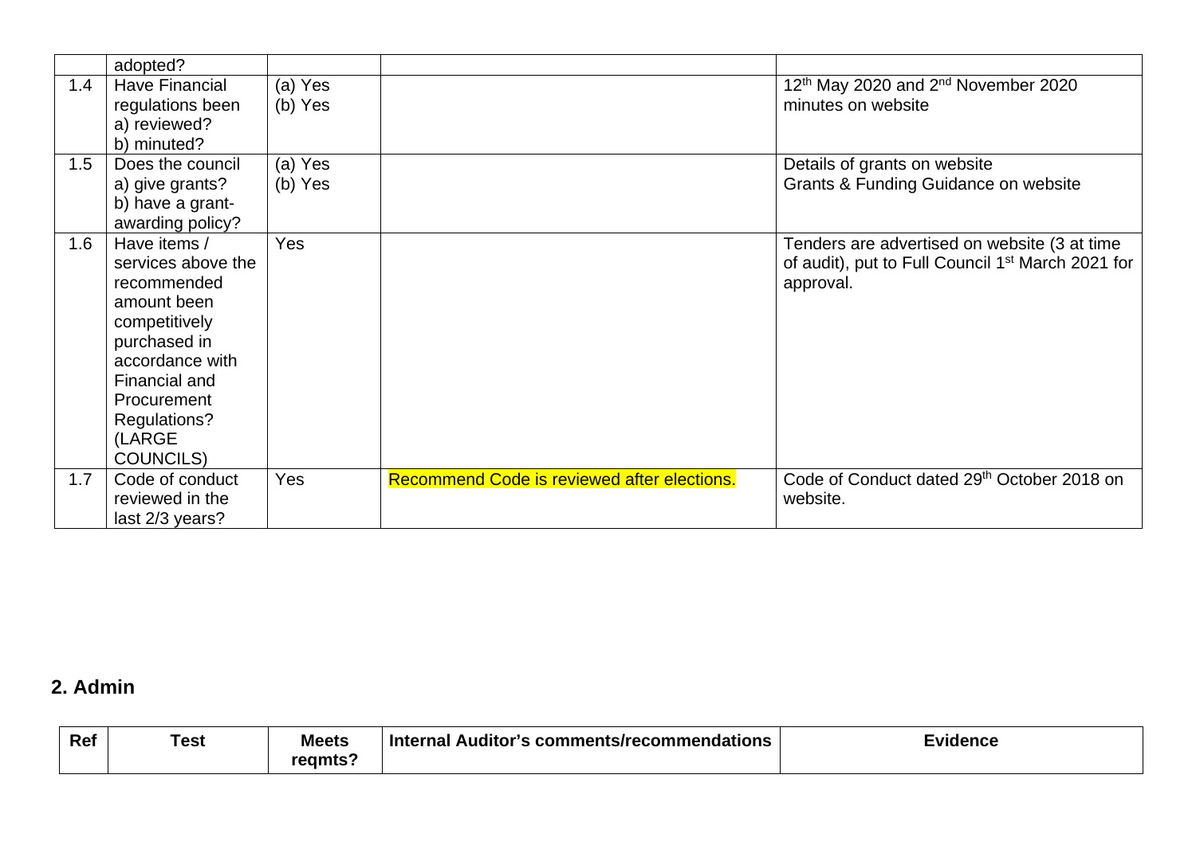|  | adopted? |  |  |  |
|---|---|---|---|---|
| 1.4 | Have Financial regulations been a) reviewed? b) minuted? | (a) Yes (b) Yes |  | 12th May 2020 and 2nd November 2020 minutes on website |
| 1.5 | Does the council a) give grants? b) have a grant-awarding policy? | (a) Yes (b) Yes |  | Details of grants on website Grants & Funding Guidance on website |
| 1.6 | Have items / services above the recommended amount been competitively purchased in accordance with Financial and Procurement Regulations? (LARGE COUNCILS) | Yes |  | Tenders are advertised on website (3 at time of audit), put to Full Council 1st March 2021 for approval. |
| 1.7 | Code of conduct reviewed in the last 2/3 years? | Yes | Recommend Code is reviewed after elections. | Code of Conduct dated 29th October 2018 on website. |

## 2. Admin

| Ref | Test | Meets reqmts? | Internal Auditor's comments/recommendations | Evidence |
|---|---|---|---|---|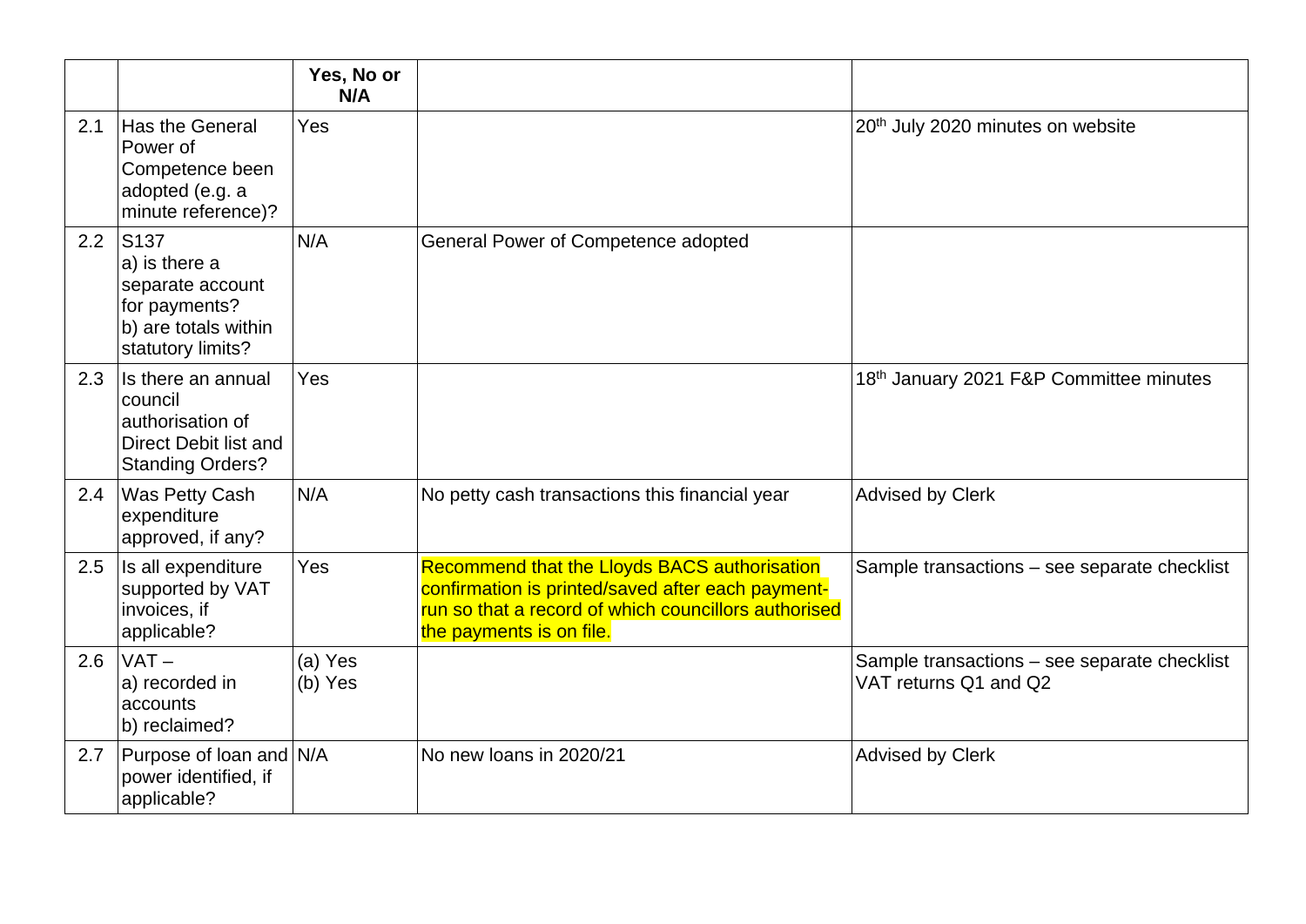| | | Yes, No or N/A | | |
|---|---|---|---|---|
| 2.1 | Has the General Power of Competence been adopted (e.g. a minute reference)? | Yes | | 20th July 2020 minutes on website |
| 2.2 | S137<br>a) is there a separate account for payments?<br>b) are totals within statutory limits? | N/A | General Power of Competence adopted | |
| 2.3 | Is there an annual council authorisation of Direct Debit list and Standing Orders? | Yes | | 18th January 2021 F&P Committee minutes |
| 2.4 | Was Petty Cash expenditure approved, if any? | N/A | No petty cash transactions this financial year | Advised by Clerk |
| 2.5 | Is all expenditure supported by VAT invoices, if applicable? | Yes | Recommend that the Lloyds BACS authorisation confirmation is printed/saved after each payment-run so that a record of which councillors authorised the payments is on file. | Sample transactions – see separate checklist |
| 2.6 | VAT –<br>a) recorded in accounts<br>b) reclaimed? | (a) Yes<br>(b) Yes | | Sample transactions – see separate checklist<br>VAT returns Q1 and Q2 |
| 2.7 | Purpose of loan and power identified, if applicable? | N/A | No new loans in 2020/21 | Advised by Clerk |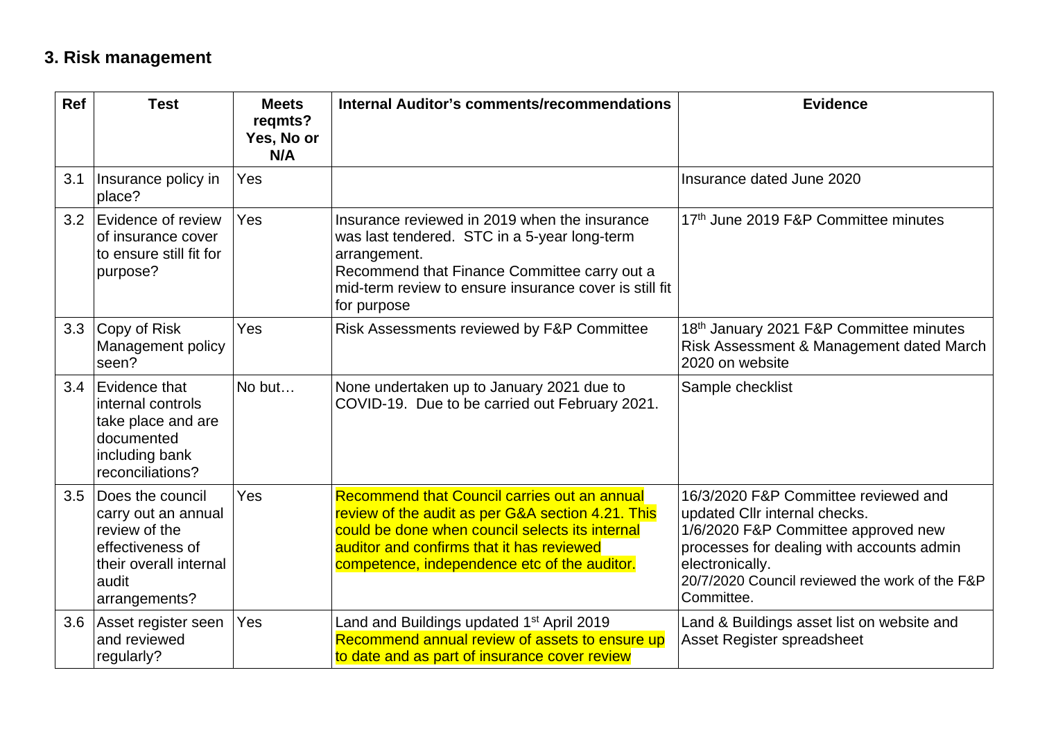### 3. Risk management

| Ref | Test | Meets reqmts? Yes, No or N/A | Internal Auditor's comments/recommendations | Evidence |
|---|---|---|---|---|
| 3.1 | Insurance policy in place? | Yes | | Insurance dated June 2020 |
| 3.2 | Evidence of review of insurance cover to ensure still fit for purpose? | Yes | Insurance reviewed in 2019 when the insurance was last tendered. STC in a 5-year long-term arrangement.<br>Recommend that Finance Committee carry out a mid-term review to ensure insurance cover is still fit for purpose | 17th June 2019 F&P Committee minutes |
| 3.3 | Copy of Risk Management policy seen? | Yes | Risk Assessments reviewed by F&P Committee | 18th January 2021 F&P Committee minutes<br>Risk Assessment & Management dated March 2020 on website |
| 3.4 | Evidence that internal controls take place and are documented including bank reconciliations? | No but… | None undertaken up to January 2021 due to COVID-19. Due to be carried out February 2021. | Sample checklist |
| 3.5 | Does the council carry out an annual review of the effectiveness of their overall internal audit arrangements? | Yes | Recommend that Council carries out an annual review of the audit as per G&A section 4.21. This could be done when council selects its internal auditor and confirms that it has reviewed competence, independence etc of the auditor. | 16/3/2020 F&P Committee reviewed and updated Cllr internal checks.<br>1/6/2020 F&P Committee approved new processes for dealing with accounts admin electronically.<br>20/7/2020 Council reviewed the work of the F&P Committee. |
| 3.6 | Asset register seen and reviewed regularly? | Yes | Land and Buildings updated 1st April 2019<br>Recommend annual review of assets to ensure up to date and as part of insurance cover review | Land & Buildings asset list on website and Asset Register spreadsheet |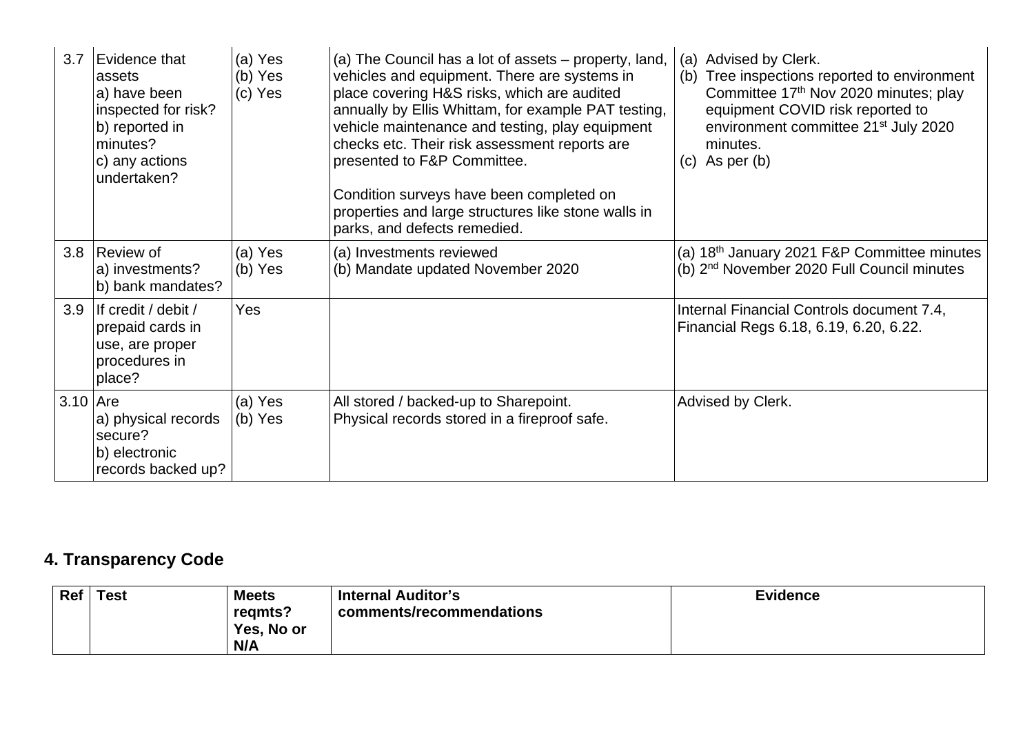| 3.7 | Evidence that assets a) have been inspected for risk? b) reported in minutes? c) any actions undertaken? | (a) Yes (b) Yes (c) Yes | (a) The Council has a lot of assets – property, land, vehicles and equipment. There are systems in place covering H&S risks, which are audited annually by Ellis Whittam, for example PAT testing, vehicle maintenance and testing, play equipment checks etc. Their risk assessment reports are presented to F&P Committee.<br><br>Condition surveys have been completed on properties and large structures like stone walls in parks, and defects remedied. | (a) Advised by Clerk.<br>(b) Tree inspections reported to environment Committee 17th Nov 2020 minutes; play equipment COVID risk reported to environment committee 21st July 2020 minutes.<br>(c) As per (b) |
|---|---|---|---|---|
| 3.8 | Review of a) investments? b) bank mandates? | (a) Yes (b) Yes | (a) Investments reviewed<br>(b) Mandate updated November 2020 | (a) 18th January 2021 F&P Committee minutes<br>(b) 2nd November 2020 Full Council minutes |
| 3.9 | If credit / debit / prepaid cards in use, are proper procedures in place? | Yes | | Internal Financial Controls document 7.4, Financial Regs 6.18, 6.19, 6.20, 6.22. |
| 3.10 | Are a) physical records secure? b) electronic records backed up? | (a) Yes (b) Yes | All stored / backed-up to Sharepoint.<br>Physical records stored in a fireproof safe. | Advised by Clerk. |

## 4. Transparency Code

| Ref | Test | Meets reqmts? Yes, No or N/A | Internal Auditor's comments/recommendations | Evidence |
|---|---|---|---|---|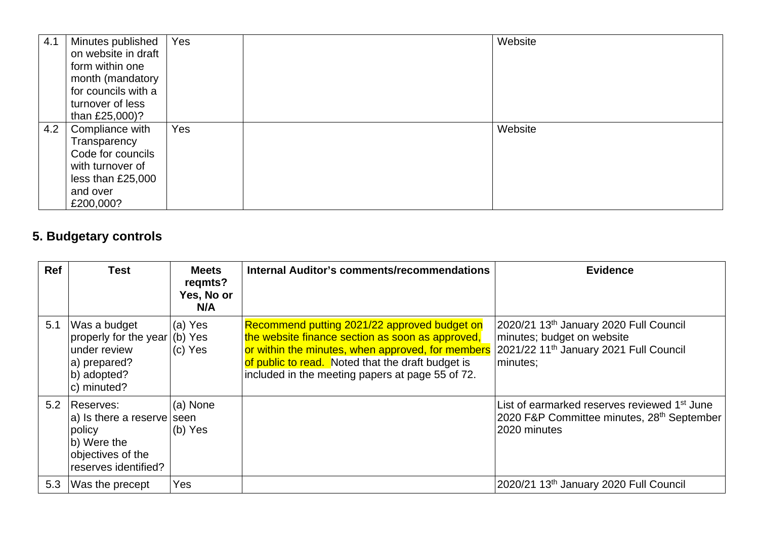| 4.1 | Minutes published on website in draft form within one month (mandatory for councils with a turnover of less than £25,000)? | Yes | | Website |
|---|---|---|---|---|
| 4.2 | Compliance with Transparency Code for councils with turnover of less than £25,000 and over £200,000? | Yes | | Website |

## 5. Budgetary controls

| Ref | Test | Meets reqmts? Yes, No or N/A | Internal Auditor's comments/recommendations | Evidence |
|---|---|---|---|---|
| 5.1 | Was a budget properly for the year under review a) prepared? b) adopted? c) minuted? | (a) Yes (b) Yes (c) Yes | Recommend putting 2021/22 approved budget on the website finance section as soon as approved, or within the minutes, when approved, for members of public to read. Noted that the draft budget is included in the meeting papers at page 55 of 72. | 2020/21 13th January 2020 Full Council minutes; budget on website 2021/22 11th January 2021 Full Council minutes; |
| 5.2 | Reserves: a) Is there a reserve policy b) Were the objectives of the reserves identified? | (a) None seen (b) Yes | | List of earmarked reserves reviewed 1st June 2020 F&P Committee minutes, 28th September 2020 minutes |
| 5.3 | Was the precept | Yes | | 2020/21 13th January 2020 Full Council |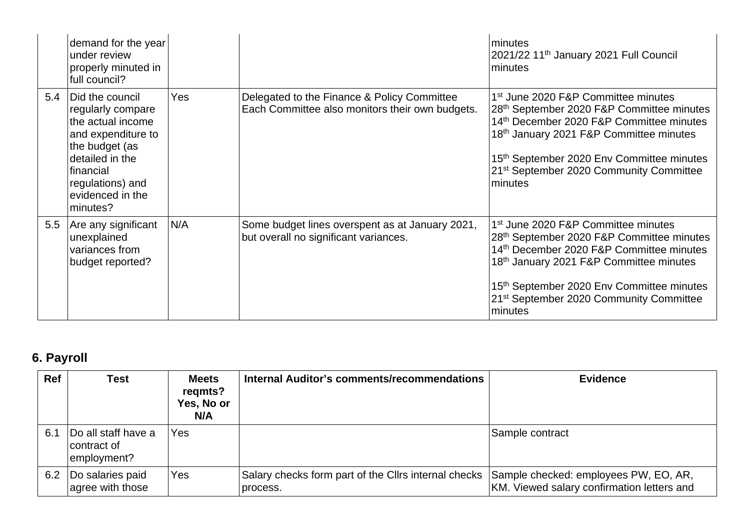| | | | | |
|---|---|---|---|---|
| | demand for the year under review properly minuted in full council? | | | minutes<br>2021/22 11th January 2021 Full Council minutes |
| 5.4 | Did the council regularly compare the actual income and expenditure to the budget (as detailed in the financial regulations) and evidenced in the minutes? | Yes | Delegated to the Finance & Policy Committee<br>Each Committee also monitors their own budgets. | 1st June 2020 F&P Committee minutes<br>28th September 2020 F&P Committee minutes<br>14th December 2020 F&P Committee minutes<br>18th January 2021 F&P Committee minutes<br><br>15th September 2020 Env Committee minutes<br>21st September 2020 Community Committee minutes |
| 5.5 | Are any significant unexplained variances from budget reported? | N/A | Some budget lines overspent as at January 2021, but overall no significant variances. | 1st June 2020 F&P Committee minutes<br>28th September 2020 F&P Committee minutes<br>14th December 2020 F&P Committee minutes<br>18th January 2021 F&P Committee minutes<br><br>15th September 2020 Env Committee minutes<br>21st September 2020 Community Committee minutes |

## 6. Payroll

| Ref | Test | Meets reqmts? Yes, No or N/A | Internal Auditor's comments/recommendations | Evidence |
|---|---|---|---|---|
| 6.1 | Do all staff have a contract of employment? | Yes | | Sample contract |
| 6.2 | Do salaries paid agree with those | Yes | Salary checks form part of the Cllrs internal checks process. | Sample checked: employees PW, EO, AR, KM. Viewed salary confirmation letters and |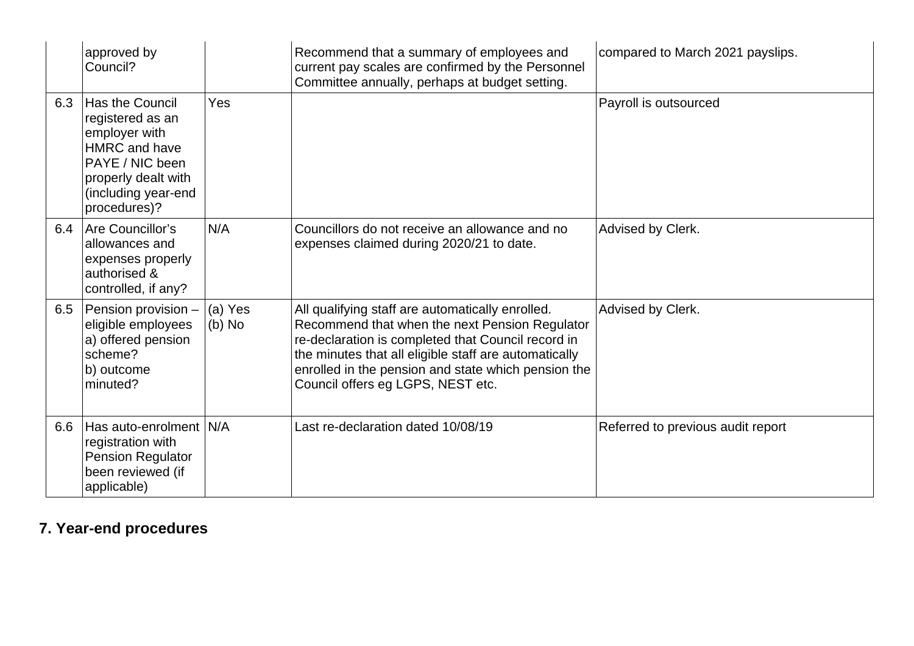|  |  |  |  |  |
|---|---|---|---|---|
|  | approved by Council? |  | Recommend that a summary of employees and current pay scales are confirmed by the Personnel Committee annually, perhaps at budget setting. | compared to March 2021 payslips. |
| 6.3 | Has the Council registered as an employer with HMRC and have PAYE / NIC been properly dealt with (including year-end procedures)? | Yes |  | Payroll is outsourced |
| 6.4 | Are Councillor's allowances and expenses properly authorised & controlled, if any? | N/A | Councillors do not receive an allowance and no expenses claimed during 2020/21 to date. | Advised by Clerk. |
| 6.5 | Pension provision – eligible employees a) offered pension scheme? b) outcome minuted? | (a) Yes (b) No | All qualifying staff are automatically enrolled. Recommend that when the next Pension Regulator re-declaration is completed that Council record in the minutes that all eligible staff are automatically enrolled in the pension and state which pension the Council offers eg LGPS, NEST etc. | Advised by Clerk. |
| 6.6 | Has auto-enrolment registration with Pension Regulator been reviewed (if applicable) | N/A | Last re-declaration dated 10/08/19 | Referred to previous audit report |

## 7. Year-end procedures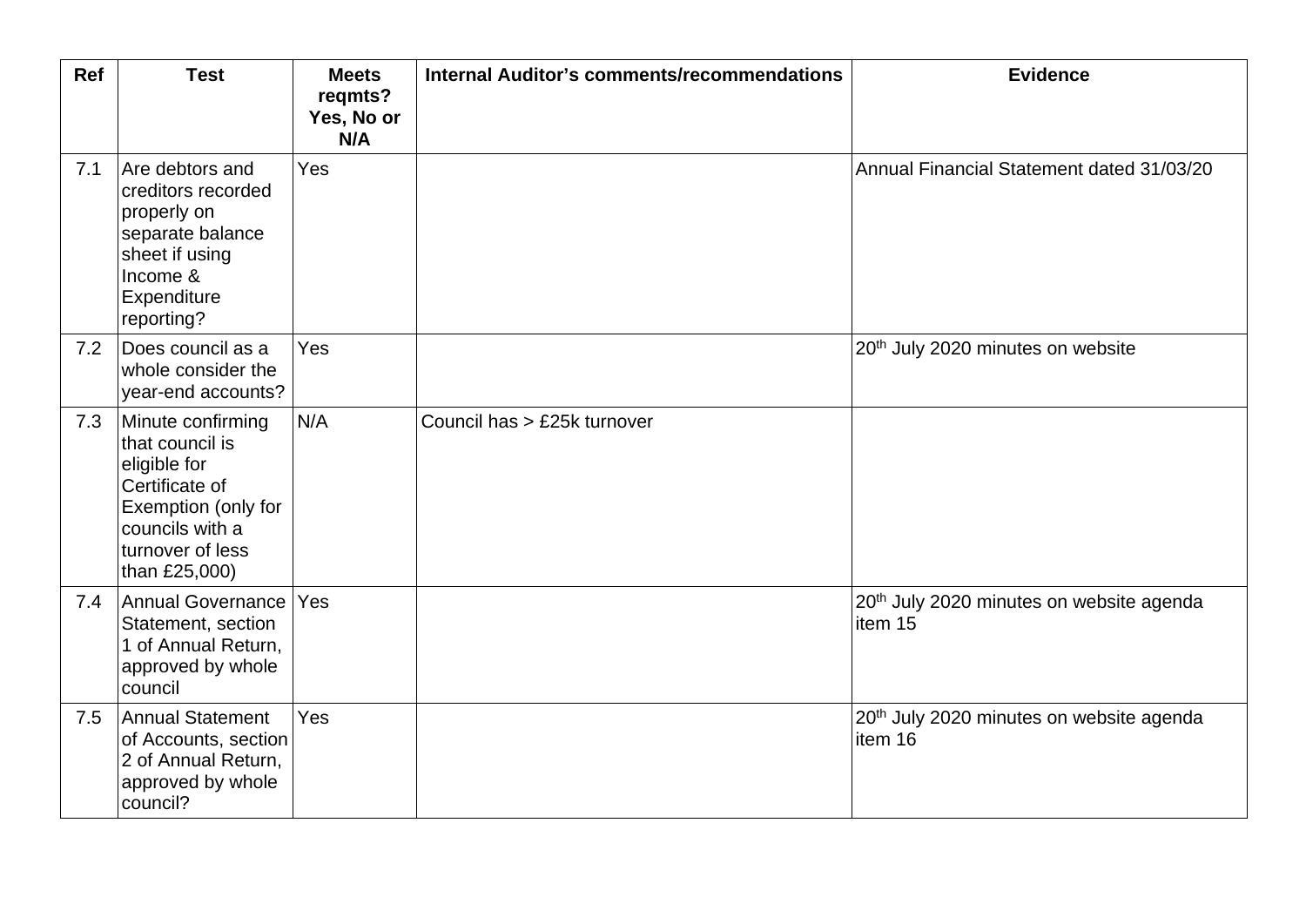| Ref | Test | Meets reqmts? Yes, No or N/A | Internal Auditor's comments/recommendations | Evidence |
|---|---|---|---|---|
| 7.1 | Are debtors and creditors recorded properly on separate balance sheet if using Income & Expenditure reporting? | Yes | | Annual Financial Statement dated 31/03/20 |
| 7.2 | Does council as a whole consider the year-end accounts? | Yes | | 20th July 2020 minutes on website |
| 7.3 | Minute confirming that council is eligible for Certificate of Exemption (only for councils with a turnover of less than £25,000) | N/A | Council has > £25k turnover | |
| 7.4 | Annual Governance Statement, section 1 of Annual Return, approved by whole council | Yes | | 20th July 2020 minutes on website agenda item 15 |
| 7.5 | Annual Statement of Accounts, section 2 of Annual Return, approved by whole council? | Yes | | 20th July 2020 minutes on website agenda item 16 |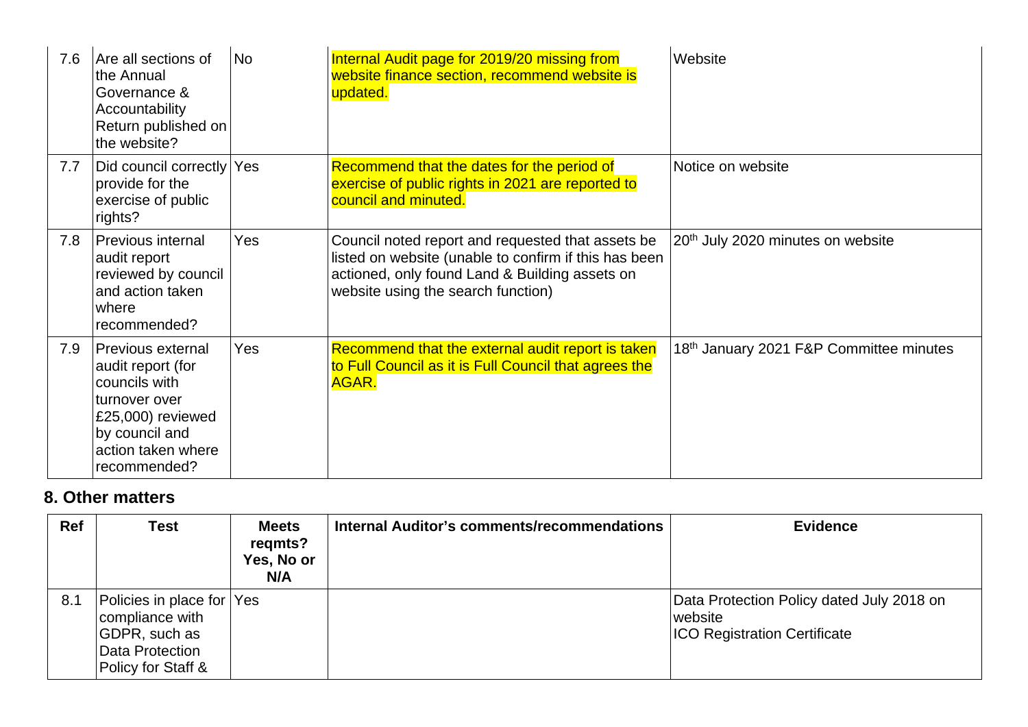| 7.6 | Are all sections of the Annual Governance & Accountability Return published on the website? | No | Internal Audit page for 2019/20 missing from website finance section, recommend website is updated. | Website |
|---|---|---|---|---|
| 7.7 | Did council correctly provide for the exercise of public rights? | Yes | Recommend that the dates for the period of exercise of public rights in 2021 are reported to council and minuted. | Notice on website |
| 7.8 | Previous internal audit report reviewed by council and action taken where recommended? | Yes | Council noted report and requested that assets be listed on website (unable to confirm if this has been actioned, only found Land & Building assets on website using the search function) | 20th July 2020 minutes on website |
| 7.9 | Previous external audit report (for councils with turnover over £25,000) reviewed by council and action taken where recommended? | Yes | Recommend that the external audit report is taken to Full Council as it is Full Council that agrees the AGAR. | 18th January 2021 F&P Committee minutes |

## 8. Other matters

| Ref | Test | Meets reqmts? Yes, No or N/A | Internal Auditor's comments/recommendations | Evidence |
|---|---|---|---|---|
| 8.1 | Policies in place for compliance with GDPR, such as Data Protection Policy for Staff & | Yes | | Data Protection Policy dated July 2018 on website<br>ICO Registration Certificate |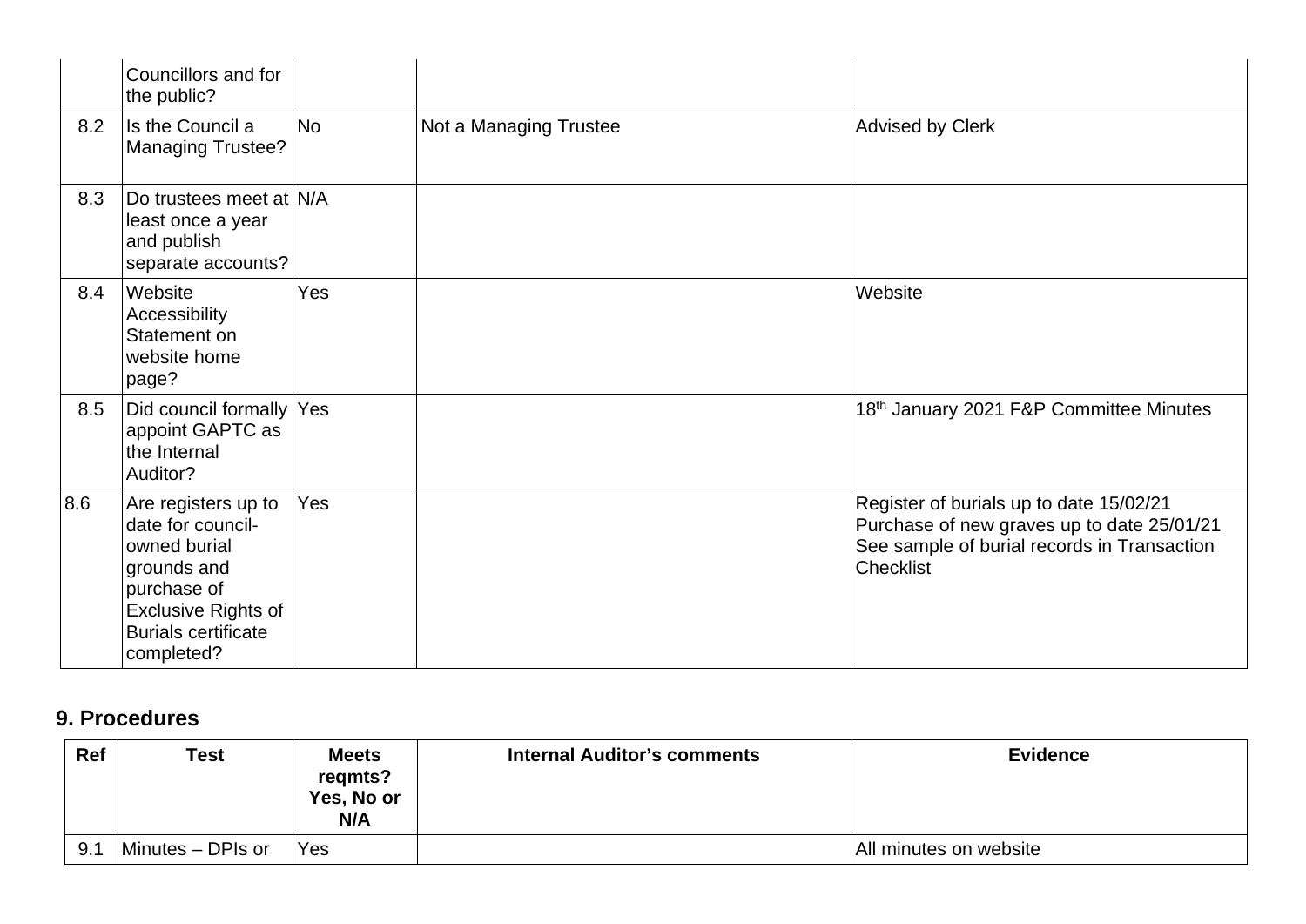| | Councillors and for the public? | | | |
|---|---|---|---|---|
| 8.2 | Is the Council a Managing Trustee? | No | Not a Managing Trustee | Advised by Clerk |
| 8.3 | Do trustees meet at least once a year and publish separate accounts? | N/A | | |
| 8.4 | Website Accessibility Statement on website home page? | Yes | | Website |
| 8.5 | Did council formally appoint GAPTC as the Internal Auditor? | Yes | | 18th January 2021 F&P Committee Minutes |
| 8.6 | Are registers up to date for council-owned burial grounds and purchase of Exclusive Rights of Burials certificate completed? | Yes | | Register of burials up to date 15/02/21<br>Purchase of new graves up to date 25/01/21<br>See sample of burial records in Transaction Checklist |

## 9. Procedures

| Ref | Test | Meets reqmts? Yes, No or N/A | Internal Auditor's comments | Evidence |
|---|---|---|---|---|
| 9.1 | Minutes – DPIs or | Yes | | All minutes on website |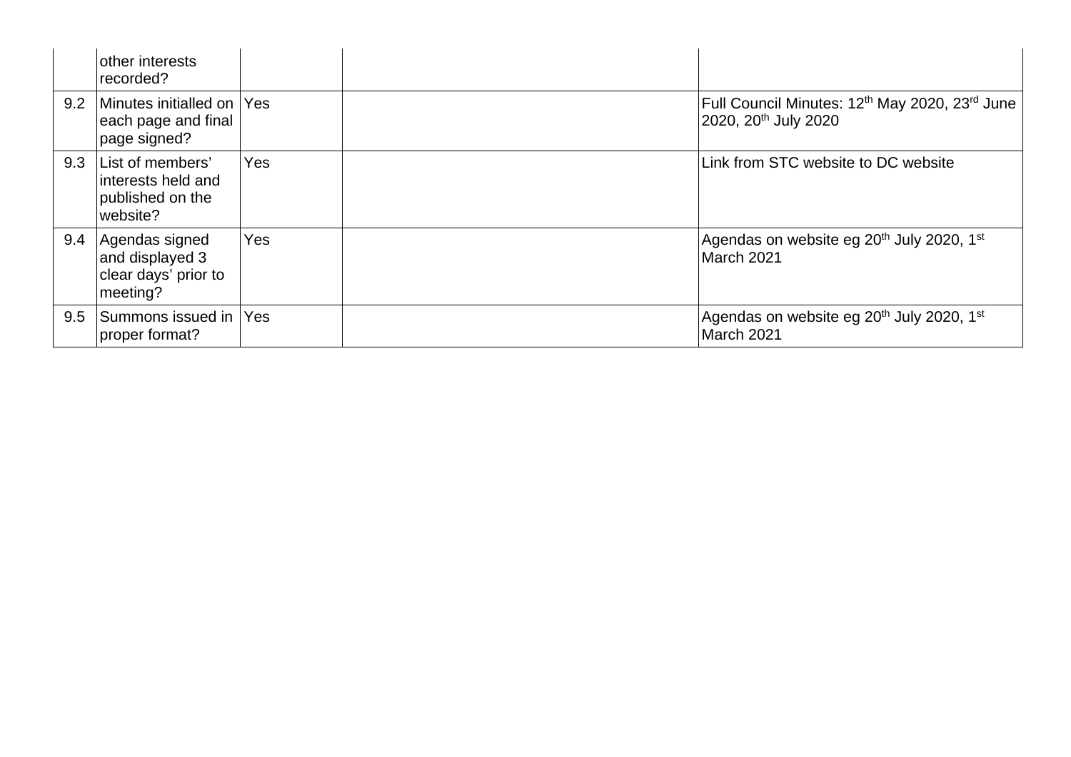|  |  |  |  |  |
|---|---|---|---|---|
|  | other interests recorded? |  |  |  |
| 9.2 | Minutes initialled on each page and final page signed? | Yes |  | Full Council Minutes: 12th May 2020, 23rd June 2020, 20th July 2020 |
| 9.3 | List of members' interests held and published on the website? | Yes |  | Link from STC website to DC website |
| 9.4 | Agendas signed and displayed 3 clear days' prior to meeting? | Yes |  | Agendas on website eg 20th July 2020, 1st March 2021 |
| 9.5 | Summons issued in proper format? | Yes |  | Agendas on website eg 20th July 2020, 1st March 2021 |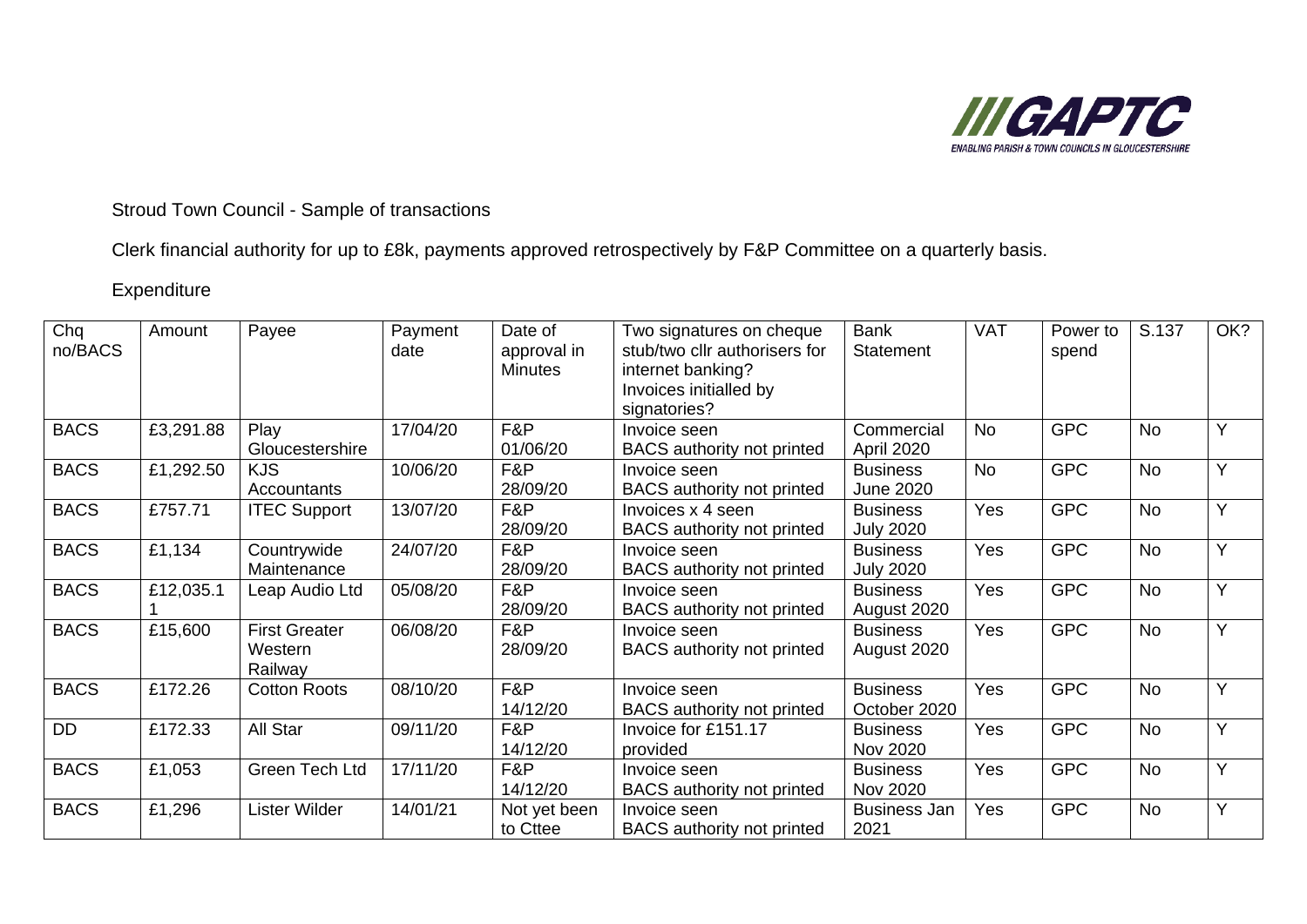Stroud Town Council - Sample of transactions

Clerk financial authority for up to £8k, payments approved retrospectively by F&P Committee on a quarterly basis.

Expenditure

| Chq no/BACS | Amount | Payee | Payment date | Date of approval in Minutes | Two signatures on cheque stub/two cllr authorisers for internet banking? Invoices initialled by signatories? | Bank Statement | VAT | Power to spend | S.137 | OK? |
|---|---|---|---|---|---|---|---|---|---|---|
| BACS | £3,291.88 | Play Gloucestershire | 17/04/20 | F&P 01/06/20 | Invoice seen BACS authority not printed | Commercial April 2020 | No | GPC | No | Y |
| BACS | £1,292.50 | KJS Accountants | 10/06/20 | F&P 28/09/20 | Invoice seen BACS authority not printed | Business June 2020 | No | GPC | No | Y |
| BACS | £757.71 | ITEC Support | 13/07/20 | F&P 28/09/20 | Invoices x 4 seen BACS authority not printed | Business July 2020 | Yes | GPC | No | Y |
| BACS | £1,134 | Countrywide Maintenance | 24/07/20 | F&P 28/09/20 | Invoice seen BACS authority not printed | Business July 2020 | Yes | GPC | No | Y |
| BACS | £12,035.11 | Leap Audio Ltd | 05/08/20 | F&P 28/09/20 | Invoice seen BACS authority not printed | Business August 2020 | Yes | GPC | No | Y |
| BACS | £15,600 | First Greater Western Railway | 06/08/20 | F&P 28/09/20 | Invoice seen BACS authority not printed | Business August 2020 | Yes | GPC | No | Y |
| BACS | £172.26 | Cotton Roots | 08/10/20 | F&P 14/12/20 | Invoice seen BACS authority not printed | Business October 2020 | Yes | GPC | No | Y |
| DD | £172.33 | All Star | 09/11/20 | F&P 14/12/20 | Invoice for £151.17 provided | Business Nov 2020 | Yes | GPC | No | Y |
| BACS | £1,053 | Green Tech Ltd | 17/11/20 | F&P 14/12/20 | Invoice seen BACS authority not printed | Business Nov 2020 | Yes | GPC | No | Y |
| BACS | £1,296 | Lister Wilder | 14/01/21 | Not yet been to Cttee | Invoice seen BACS authority not printed | Business Jan 2021 | Yes | GPC | No | Y |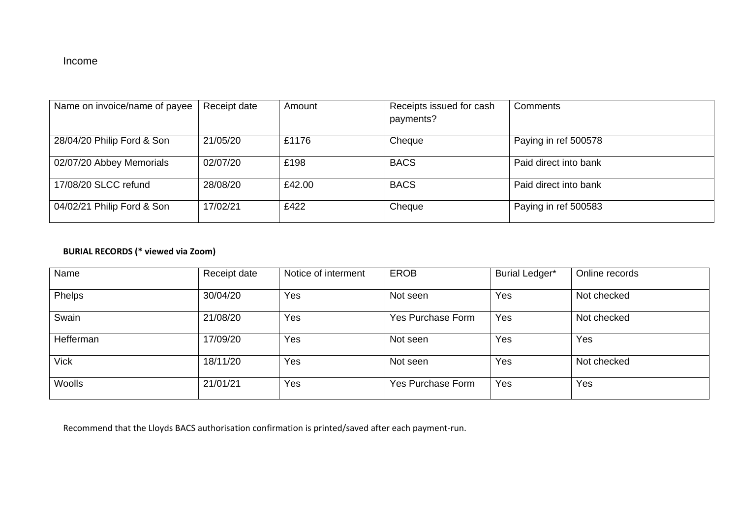Income

| Name on invoice/name of payee | Receipt date | Amount | Receipts issued for cash payments? | Comments |
|---|---|---|---|---|
| 28/04/20 Philip Ford & Son | 21/05/20 | £1176 | Cheque | Paying in ref 500578 |
| 02/07/20 Abbey Memorials | 02/07/20 | £198 | BACS | Paid direct into bank |
| 17/08/20 SLCC refund | 28/08/20 | £42.00 | BACS | Paid direct into bank |
| 04/02/21 Philip Ford & Son | 17/02/21 | £422 | Cheque | Paying in ref 500583 |

**BURIAL RECORDS (* viewed via Zoom)**

| Name | Receipt date | Notice of interment | EROB | Burial Ledger* | Online records |
|---|---|---|---|---|---|
| Phelps | 30/04/20 | Yes | Not seen | Yes | Not checked |
| Swain | 21/08/20 | Yes | Yes Purchase Form | Yes | Not checked |
| Hefferman | 17/09/20 | Yes | Not seen | Yes | Yes |
| Vick | 18/11/20 | Yes | Not seen | Yes | Not checked |
| Woolls | 21/01/21 | Yes | Yes Purchase Form | Yes | Yes |

Recommend that the Lloyds BACS authorisation confirmation is printed/saved after each payment-run.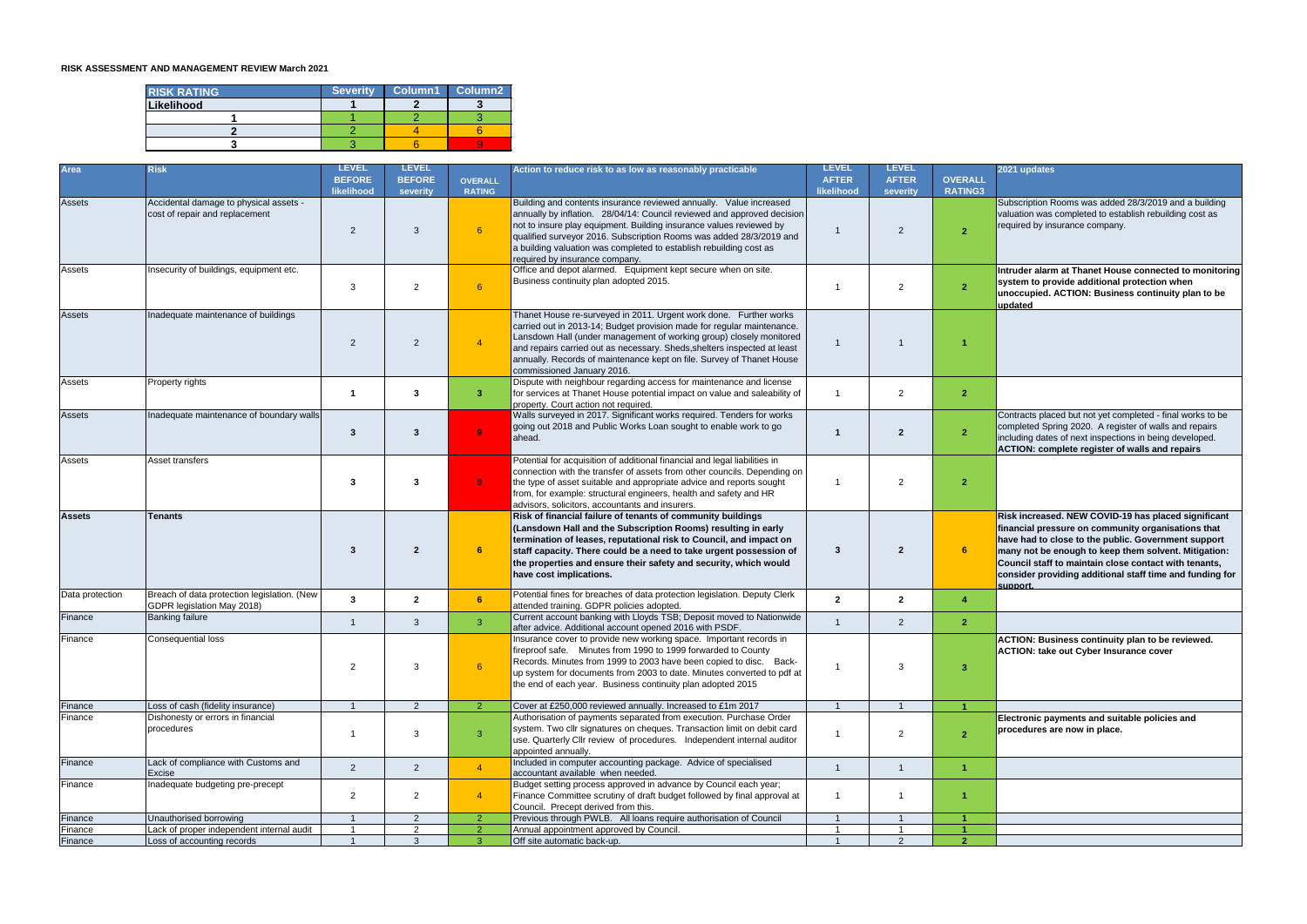**RISK ASSESSMENT AND MANAGEMENT REVIEW March 2021**

| RISK RATING | Severity | Column1 | Column2 |
|---|---|---|---|
| Likelihood | 1 | 2 | 3 |
| 1 | 1 | 2 | 3 |
| 2 | 2 | 4 | 6 |
| 3 | 3 | 6 | 9 |

| Area | Risk | LEVEL BEFORE likelihood | LEVEL BEFORE severity | OVERALL RATING | Action to reduce risk to as low as reasonably practicable | LEVEL AFTER likelihood | LEVEL AFTER severity | OVERALL RATING3 | 2021 updates |
|---|---|---|---|---|---|---|---|---|---|
| Assets | Accidental damage to physical assets - cost of repair and replacement | 2 | 3 | 6 | Building and contents insurance reviewed annually. Value increased annually by inflation. 28/04/14: Council reviewed and approved decision not to insure play equipment. Building insurance values reviewed by qualified surveyor 2016. Subscription Rooms was added 28/3/2019 and a building valuation was completed to establish rebuilding cost as required by insurance company. | 1 | 2 | 2 | Subscription Rooms was added 28/3/2019 and a building valuation was completed to establish rebuilding cost as required by insurance company. |
| Assets | Insecurity of buildings, equipment etc. | 3 | 2 | 6 | Office and depot alarmed. Equipment kept secure when on site. Business continuity plan adopted 2015. | 1 | 2 | 2 | **Intruder alarm at Thanet House connected to monitoring system to provide additional protection when unoccupied. ACTION: Business continuity plan to be updated** |
| Assets | Inadequate maintenance of buildings | 2 | 2 | 4 | Thanet House re-surveyed in 2011. Urgent work done. Further works carried out in 2013-14; Budget provision made for regular maintenance. Lansdown Hall (under management of working group) closely monitored and repairs carried out as necessary. Sheds,shelters inspected at least annually. Records of maintenance kept on file. Survey of Thanet House commissioned January 2016. | 1 | 1 | 1 | |
| Assets | Property rights | **1** | **3** | **3** | Dispute with neighbour regarding access for maintenance and license for services at Thanet House potential impact on value and saleability of property. Court action not required. | 1 | 2 | 2 | |
| Assets | Inadequate maintenance of boundary walls | **3** | **3** | **9** | Walls surveyed in 2017. Significant works required. Tenders for works going out 2018 and Public Works Loan sought to enable work to go ahead. | **1** | **2** | **2** | Contracts placed but not yet completed - final works to be completed Spring 2020. A register of walls and repairs including dates of next inspections in being developed. **ACTION: complete register of walls and repairs** |
| Assets | Asset transfers | **3** | **3** | **9** | Potential for acquisition of additional financial and legal liabilities in connection with the transfer of assets from other councils. Depending on the type of asset suitable and appropriate advice and reports sought from, for example: structural engineers, health and safety and HR advisors, solicitors, accountants and insurers. | 1 | 2 | 2 | |
| **Assets** | **Tenants** | **3** | **2** | **6** | **Risk of financial failure of tenants of community buildings (Lansdown Hall and the Subscription Rooms) resulting in early termination of leases, reputational risk to Council, and impact on staff capacity. There could be a need to take urgent possession of the properties and ensure their safety and security, which would have cost implications.** | **3** | **2** | **6** | **Risk increased. NEW COVID-19 has placed significant financial pressure on community organisations that have had to close to the public. Government support many not be enough to keep them solvent. Mitigation: Council staff to maintain close contact with tenants, consider providing additional staff time and funding for support.** |
| Data protection | Breach of data protection legislation. (New GDPR legislation May 2018) | **3** | **2** | **6** | Potential fines for breaches of data protection legislation. Deputy Clerk attended training. GDPR policies adopted. | **2** | **2** | **4** | |
| Finance | Banking failure | 1 | 3 | 3 | Current account banking with Lloyds TSB; Deposit moved to Nationwide after advice. Additional account opened 2016 with PSDF. | 1 | 2 | 2 | |
| Finance | Consequential loss | 2 | 3 | 6 | Insurance cover to provide new working space. Important records in fireproof safe. Minutes from 1990 to 1999 forwarded to County Records. Minutes from 1999 to 2003 have been copied to disc. Back-up system for documents from 2003 to date. Minutes converted to pdf at the end of each year. Business continuity plan adopted 2015 | 1 | 3 | 3 | **ACTION: Business continuity plan to be reviewed. ACTION: take out Cyber Insurance cover** |
| Finance | Loss of cash (fidelity insurance) | 1 | 2 | 2 | Cover at £250,000 reviewed annually. Increased to £1m 2017 | 1 | 1 | 1 | |
| Finance | Dishonesty or errors in financial procedures | 1 | 3 | 3 | Authorisation of payments separated from execution. Purchase Order system. Two cllr signatures on cheques. Transaction limit on debit card use. Quarterly Cllr review of procedures. Independent internal auditor appointed annually. | 1 | 2 | 2 | **Electronic payments and suitable policies and procedures are now in place.** |
| Finance | Lack of compliance with Customs and Excise | 2 | 2 | 4 | Included in computer accounting package. Advice of specialised accountant available when needed. | 1 | 1 | 1 | |
| Finance | Inadequate budgeting pre-precept | 2 | 2 | 4 | Budget setting process approved in advance by Council each year; Finance Committee scrutiny of draft budget followed by final approval at Council. Precept derived from this. | 1 | 1 | 1 | |
| Finance | Unauthorised borrowing | 1 | 2 | 2 | Previous through PWLB. All loans require authorisation of Council | 1 | 1 | 1 | |
| Finance | Lack of proper independent internal audit | 1 | 2 | 2 | Annual appointment approved by Council. | 1 | 1 | 1 | |
| Finance | Loss of accounting records | 1 | 3 | 3 | Off site automatic back-up. | 1 | 2 | 2 | |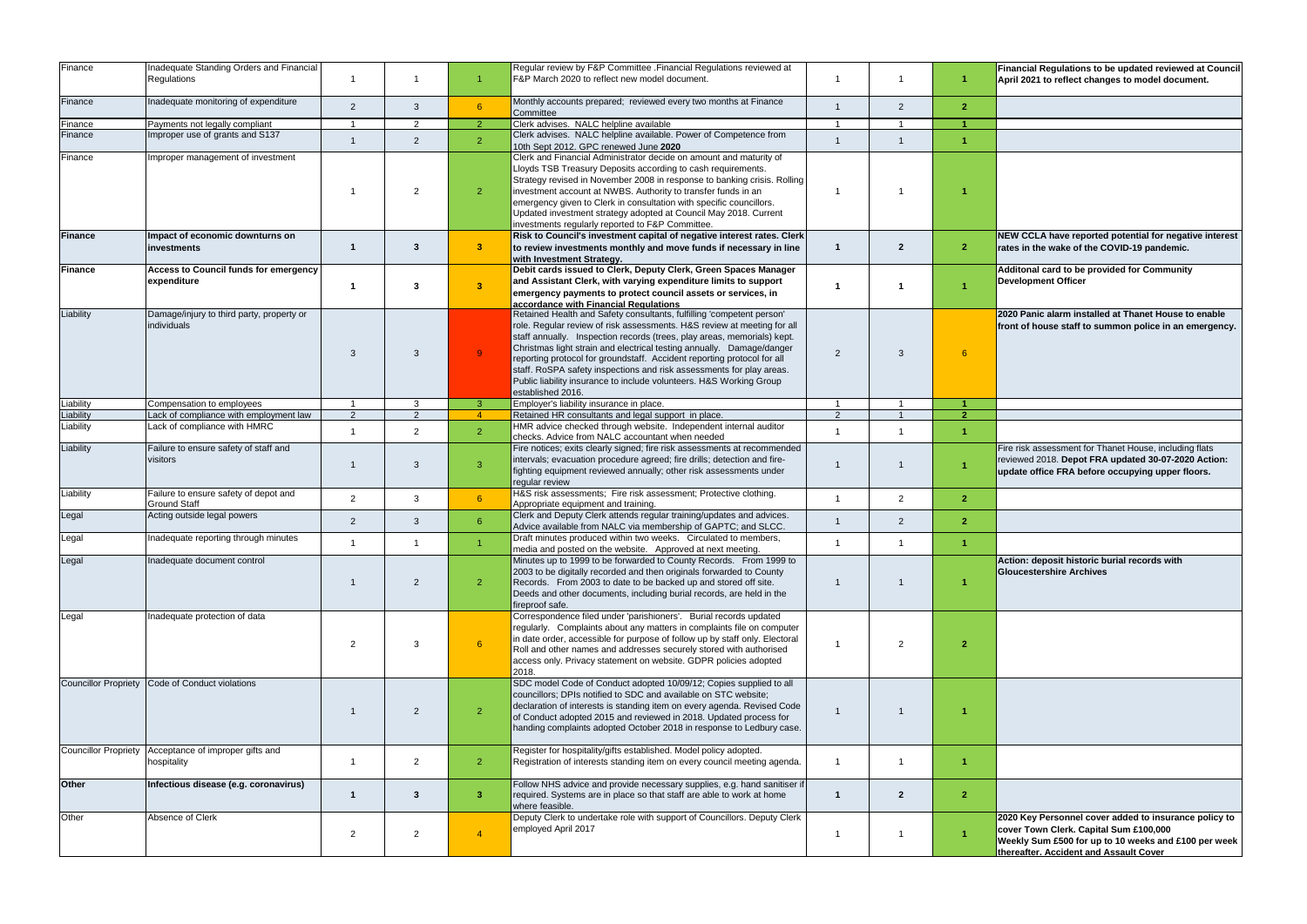| Finance | Inadequate Standing Orders and Financial Regulations | 1 | 1 | 1 | Regular review by F&P Committee .Financial Regulations reviewed at F&P March 2020 to reflect new model document. | 1 | 1 | 1 | **Financial Regulations to be updated reviewed at Council April 2021 to reflect changes to model document.** |
|---|---|---|---|---|---|---|---|---|---|
| Finance | Inadequate monitoring of expenditure | 2 | 3 | 6 | Monthly accounts prepared; reviewed every two months at Finance Committee | 1 | 2 | 2 | |
| Finance | Payments not legally compliant | 1 | 2 | 2 | Clerk advises. NALC helpline available | 1 | 1 | 1 | |
| Finance | Improper use of grants and S137 | 1 | 2 | 2 | Clerk advises. NALC helpline available. Power of Competence from 10th Sept 2012. GPC renewed June **2020** | 1 | 1 | 1 | |
| Finance | Improper management of investment | 1 | 2 | 2 | Clerk and Financial Administrator decide on amount and maturity of Lloyds TSB Treasury Deposits according to cash requirements. Strategy revised in November 2008 in response to banking crisis. Rolling investment account at NWBS. Authority to transfer funds in an emergency given to Clerk in consultation with specific councillors. Updated investment strategy adopted at Council May 2018. Current investments regularly reported to F&P Committee. | 1 | 1 | 1 | |
| **Finance** | **Impact of economic downturns on investments** | **1** | **3** | **3** | **Risk to Council's investment capital of negative interest rates. Clerk to review investments monthly and move funds if necessary in line with Investment Strategy.** | **1** | **2** | **2** | **NEW CCLA have reported potential for negative interest rates in the wake of the COVID-19 pandemic.** |
| **Finance** | **Access to Council funds for emergency expenditure** | **1** | **3** | **3** | **Debit cards issued to Clerk, Deputy Clerk, Green Spaces Manager and Assistant Clerk, with varying expenditure limits to support emergency payments to protect council assets or services, in accordance with Financial Regulations** | **1** | **1** | **1** | **Additonal card to be provided for Community Development Officer** |
| Liability | Damage/injury to third party, property or individuals | 3 | 3 | 9 | Retained Health and Safety consultants, fulfilling 'competent person' role. Regular review of risk assessments. H&S review at meeting for all staff annually. Inspection records (trees, play areas, memorials) kept. Christmas light strain and electrical testing annually. Damage/danger reporting protocol for groundstaff. Accident reporting protocol for all staff. RoSPA safety inspections and risk assessments for play areas. Public liability insurance to include volunteers. H&S Working Group established 2016. | 2 | 3 | 6 | **2020 Panic alarm installed at Thanet House to enable front of house staff to summon police in an emergency.** |
| Liability | Compensation to employees | 1 | 3 | 3 | Employer's liability insurance in place. | 1 | 1 | 1 | |
| Liability | Lack of compliance with employment law | 2 | 2 | 4 | Retained HR consultants and legal support in place. | 2 | 1 | 2 | |
| Liability | Lack of compliance with HMRC | 1 | 2 | 2 | HMR advice checked through website. Independent internal auditor checks. Advice from NALC accountant when needed | 1 | 1 | 1 | |
| Liability | Failure to ensure safety of staff and visitors | 1 | 3 | 3 | Fire notices; exits clearly signed; fire risk assessments at recommended intervals; evacuation procedure agreed; fire drills; detection and fire-fighting equipment reviewed annually; other risk assessments under regular review | 1 | 1 | 1 | Fire risk assessment for Thanet House, including flats reviewed 2018. **Depot FRA updated 30-07-2020 Action: update office FRA before occupying upper floors.** |
| Liability | Failure to ensure safety of depot and Ground Staff | 2 | 3 | 6 | H&S risk assessments; Fire risk assessment; Protective clothing. Appropriate equipment and training. | 1 | 2 | 2 | |
| Legal | Acting outside legal powers | 2 | 3 | 6 | Clerk and Deputy Clerk attends regular training/updates and advices. Advice available from NALC via membership of GAPTC; and SLCC. | 1 | 2 | 2 | |
| Legal | Inadequate reporting through minutes | 1 | 1 | 1 | Draft minutes produced within two weeks. Circulated to members, media and posted on the website. Approved at next meeting. | 1 | 1 | 1 | |
| Legal | Inadequate document control | 1 | 2 | 2 | Minutes up to 1999 to be forwarded to County Records. From 1999 to 2003 to be digitally recorded and then originals forwarded to County Records. From 2003 to date to be backed up and stored off site. Deeds and other documents, including burial records, are held in the fireproof safe. | 1 | 1 | 1 | **Action: deposit historic burial records with Gloucestershire Archives** |
| Legal | Inadequate protection of data | 2 | 3 | 6 | Correspondence filed under 'parishioners'. Burial records updated regularly. Complaints about any matters in complaints file on computer in date order, accessible for purpose of follow up by staff only. Electoral Roll and other names and addresses securely stored with authorised access only. Privacy statement on website. GDPR policies adopted 2018. | 1 | 2 | 2 | |
| Councillor Propriety | Code of Conduct violations | 1 | 2 | 2 | SDC model Code of Conduct adopted 10/09/12; Copies supplied to all councillors; DPIs notified to SDC and available on STC website; declaration of interests is standing item on every agenda. Revised Code of Conduct adopted 2015 and reviewed in 2018. Updated process for handing complaints adopted October 2018 in response to Ledbury case. | 1 | 1 | 1 | |
| Councillor Propriety | Acceptance of improper gifts and hospitality | 1 | 2 | 2 | Register for hospitality/gifts established. Model policy adopted. Registration of interests standing item on every council meeting agenda. | 1 | 1 | 1 | |
| **Other** | **Infectious disease (e.g. coronavirus)** | **1** | **3** | **3** | Follow NHS advice and provide necessary supplies, e.g. hand sanitiser if required. Systems are in place so that staff are able to work at home where feasible. | **1** | **2** | **2** | |
| Other | Absence of Clerk | 2 | 2 | 4 | Deputy Clerk to undertake role with support of Councillors. Deputy Clerk employed April 2017 | 1 | 1 | 1 | **2020 Key Personnel cover added to insurance policy to cover Town Clerk. Capital Sum £100,000 Weekly Sum £500 for up to 10 weeks and £100 per week thereafter. Accident and Assault Cover** |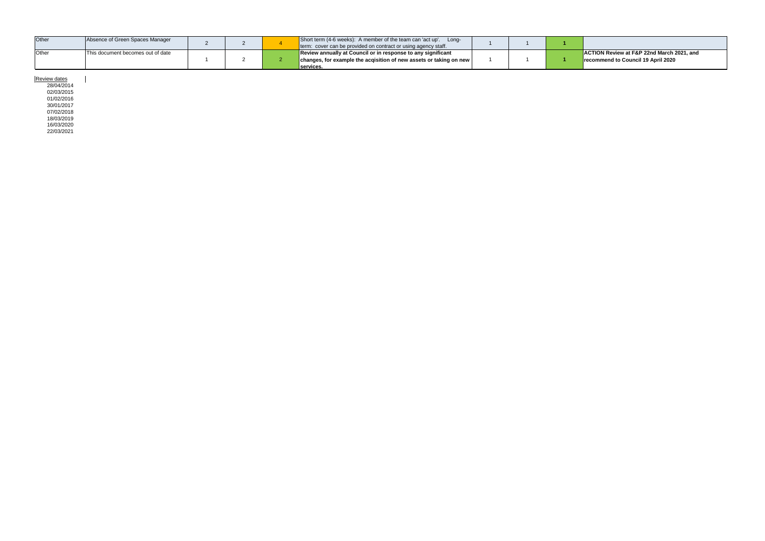| Other | Absence of Green Spaces Manager | 2 | 2 | 4 | Short term (4-6 weeks): A member of the team can 'act up'. Long-term: cover can be provided on contract or using agency staff. | 1 | 1 | **1** | |
|---|---|---|---|---|---|---|---|---|---|
| Other | This document becomes out of date | 1 | 2 | 2 | **Review annually at Council or in response to any significant changes, for example the acqisition of new assets or taking on new services.** | 1 | 1 | **1** | **ACTION Review at F&P 22nd March 2021, and recommend to Council 19 April 2020** |

Review dates

28/04/2014
02/03/2015
01/02/2016
30/01/2017
07/02/2018
18/03/2019
16/03/2020
22/03/2021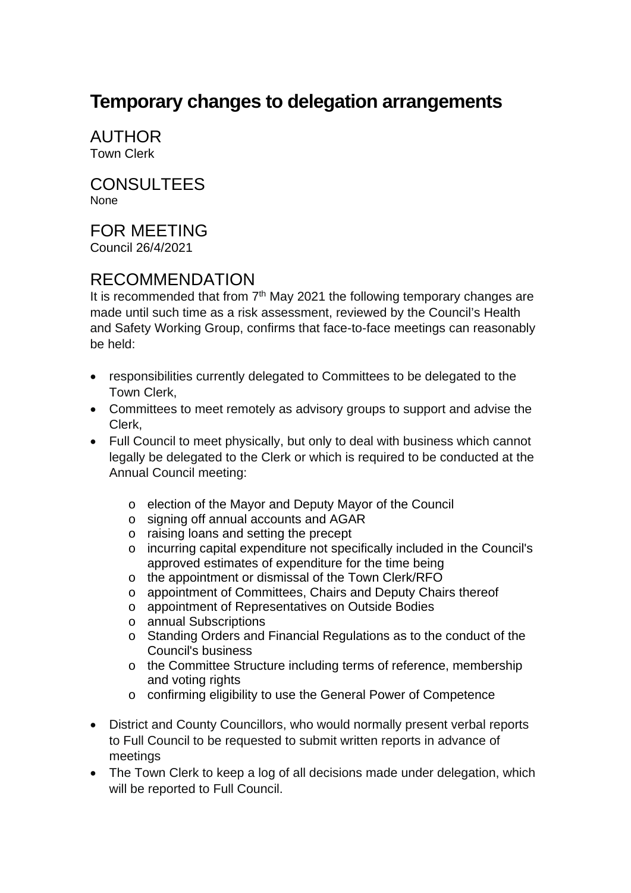# Temporary changes to delegation arrangements

## AUTHOR

Town Clerk

## CONSULTEES

None

## FOR MEETING

Council 26/4/2021

## RECOMMENDATION

It is recommended that from 7th May 2021 the following temporary changes are made until such time as a risk assessment, reviewed by the Council's Health and Safety Working Group, confirms that face-to-face meetings can reasonably be held:

- responsibilities currently delegated to Committees to be delegated to the Town Clerk,
- Committees to meet remotely as advisory groups to support and advise the Clerk,
- Full Council to meet physically, but only to deal with business which cannot legally be delegated to the Clerk or which is required to be conducted at the Annual Council meeting:
    - election of the Mayor and Deputy Mayor of the Council
    - signing off annual accounts and AGAR
    - raising loans and setting the precept
    - incurring capital expenditure not specifically included in the Council's approved estimates of expenditure for the time being
    - the appointment or dismissal of the Town Clerk/RFO
    - appointment of Committees, Chairs and Deputy Chairs thereof
    - appointment of Representatives on Outside Bodies
    - annual Subscriptions
    - Standing Orders and Financial Regulations as to the conduct of the Council's business
    - the Committee Structure including terms of reference, membership and voting rights
    - confirming eligibility to use the General Power of Competence
- District and County Councillors, who would normally present verbal reports to Full Council to be requested to submit written reports in advance of meetings
- The Town Clerk to keep a log of all decisions made under delegation, which will be reported to Full Council.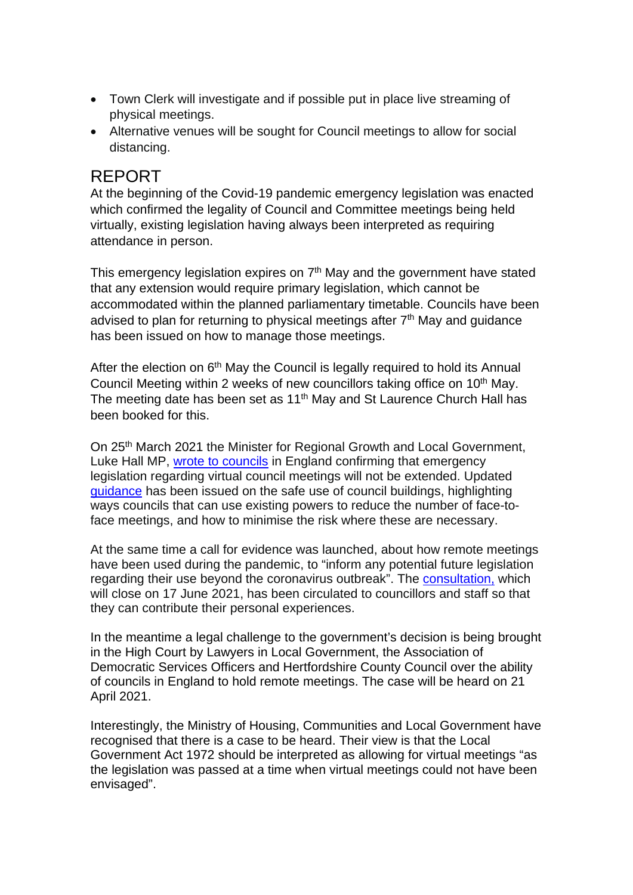- Town Clerk will investigate and if possible put in place live streaming of physical meetings.
- Alternative venues will be sought for Council meetings to allow for social distancing.

# REPORT

At the beginning of the Covid-19 pandemic emergency legislation was enacted which confirmed the legality of Council and Committee meetings being held virtually, existing legislation having always been interpreted as requiring attendance in person.

This emergency legislation expires on 7th May and the government have stated that any extension would require primary legislation, which cannot be accommodated within the planned parliamentary timetable. Councils have been advised to plan for returning to physical meetings after 7th May and guidance has been issued on how to manage those meetings.

After the election on 6th May the Council is legally required to hold its Annual Council Meeting within 2 weeks of new councillors taking office on 10th May. The meeting date has been set as 11th May and St Laurence Church Hall has been booked for this.

On 25th March 2021 the Minister for Regional Growth and Local Government, Luke Hall MP, wrote to councils in England confirming that emergency legislation regarding virtual council meetings will not be extended. Updated guidance has been issued on the safe use of council buildings, highlighting ways councils that can use existing powers to reduce the number of face-to-face meetings, and how to minimise the risk where these are necessary.

At the same time a call for evidence was launched, about how remote meetings have been used during the pandemic, to "inform any potential future legislation regarding their use beyond the coronavirus outbreak". The consultation, which will close on 17 June 2021, has been circulated to councillors and staff so that they can contribute their personal experiences.

In the meantime a legal challenge to the government's decision is being brought in the High Court by Lawyers in Local Government, the Association of Democratic Services Officers and Hertfordshire County Council over the ability of councils in England to hold remote meetings. The case will be heard on 21 April 2021.

Interestingly, the Ministry of Housing, Communities and Local Government have recognised that there is a case to be heard. Their view is that the Local Government Act 1972 should be interpreted as allowing for virtual meetings "as the legislation was passed at a time when virtual meetings could not have been envisaged".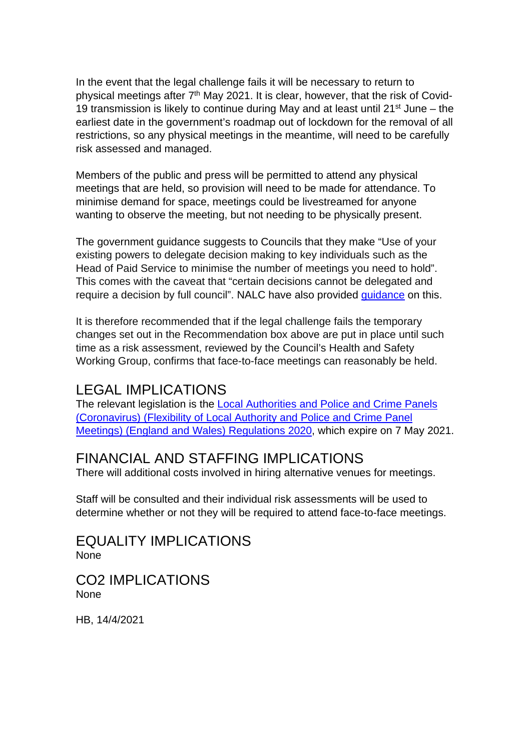In the event that the legal challenge fails it will be necessary to return to physical meetings after 7th May 2021. It is clear, however, that the risk of Covid-19 transmission is likely to continue during May and at least until 21st June – the earliest date in the government's roadmap out of lockdown for the removal of all restrictions, so any physical meetings in the meantime, will need to be carefully risk assessed and managed.

Members of the public and press will be permitted to attend any physical meetings that are held, so provision will need to be made for attendance. To minimise demand for space, meetings could be livestreamed for anyone wanting to observe the meeting, but not needing to be physically present.

The government guidance suggests to Councils that they make "Use of your existing powers to delegate decision making to key individuals such as the Head of Paid Service to minimise the number of meetings you need to hold". This comes with the caveat that "certain decisions cannot be delegated and require a decision by full council". NALC have also provided guidance on this.

It is therefore recommended that if the legal challenge fails the temporary changes set out in the Recommendation box above are put in place until such time as a risk assessment, reviewed by the Council's Health and Safety Working Group, confirms that face-to-face meetings can reasonably be held.

## LEGAL IMPLICATIONS

The relevant legislation is the Local Authorities and Police and Crime Panels (Coronavirus) (Flexibility of Local Authority and Police and Crime Panel Meetings) (England and Wales) Regulations 2020, which expire on 7 May 2021.

## FINANCIAL AND STAFFING IMPLICATIONS

There will additional costs involved in hiring alternative venues for meetings.

Staff will be consulted and their individual risk assessments will be used to determine whether or not they will be required to attend face-to-face meetings.

## EQUALITY IMPLICATIONS

None

## CO2 IMPLICATIONS

None

HB, 14/4/2021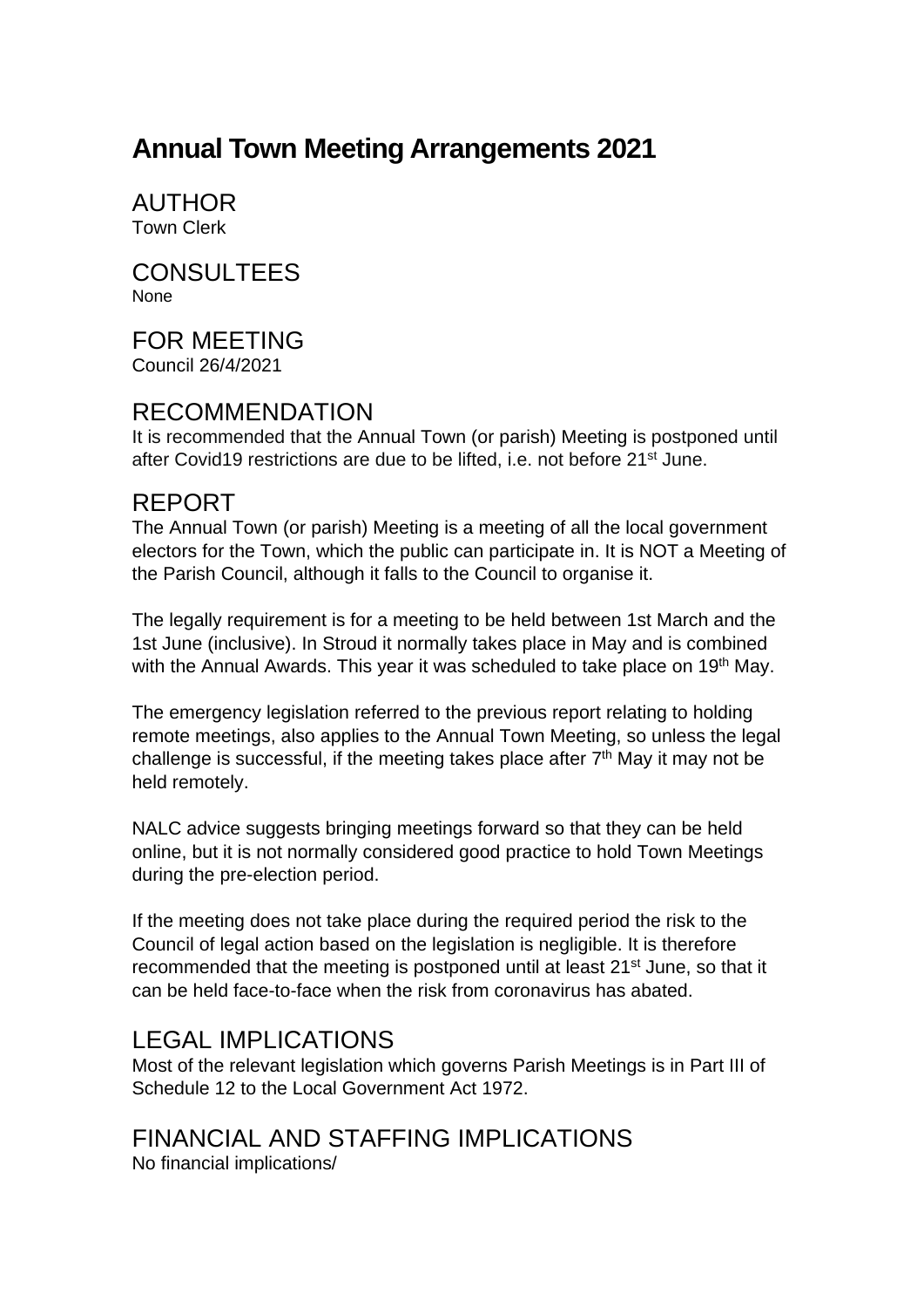# Annual Town Meeting Arrangements 2021

## AUTHOR
Town Clerk

## CONSULTEES
None

## FOR MEETING
Council 26/4/2021

## RECOMMENDATION
It is recommended that the Annual Town (or parish) Meeting is postponed until after Covid19 restrictions are due to be lifted, i.e. not before 21st June.

## REPORT
The Annual Town (or parish) Meeting is a meeting of all the local government electors for the Town, which the public can participate in. It is NOT a Meeting of the Parish Council, although it falls to the Council to organise it.

The legally requirement is for a meeting to be held between 1st March and the 1st June (inclusive). In Stroud it normally takes place in May and is combined with the Annual Awards. This year it was scheduled to take place on 19th May.

The emergency legislation referred to the previous report relating to holding remote meetings, also applies to the Annual Town Meeting, so unless the legal challenge is successful, if the meeting takes place after 7th May it may not be held remotely.

NALC advice suggests bringing meetings forward so that they can be held online, but it is not normally considered good practice to hold Town Meetings during the pre-election period.

If the meeting does not take place during the required period the risk to the Council of legal action based on the legislation is negligible. It is therefore recommended that the meeting is postponed until at least 21st June, so that it can be held face-to-face when the risk from coronavirus has abated.

## LEGAL IMPLICATIONS
Most of the relevant legislation which governs Parish Meetings is in Part III of Schedule 12 to the Local Government Act 1972.

## FINANCIAL AND STAFFING IMPLICATIONS
No financial implications/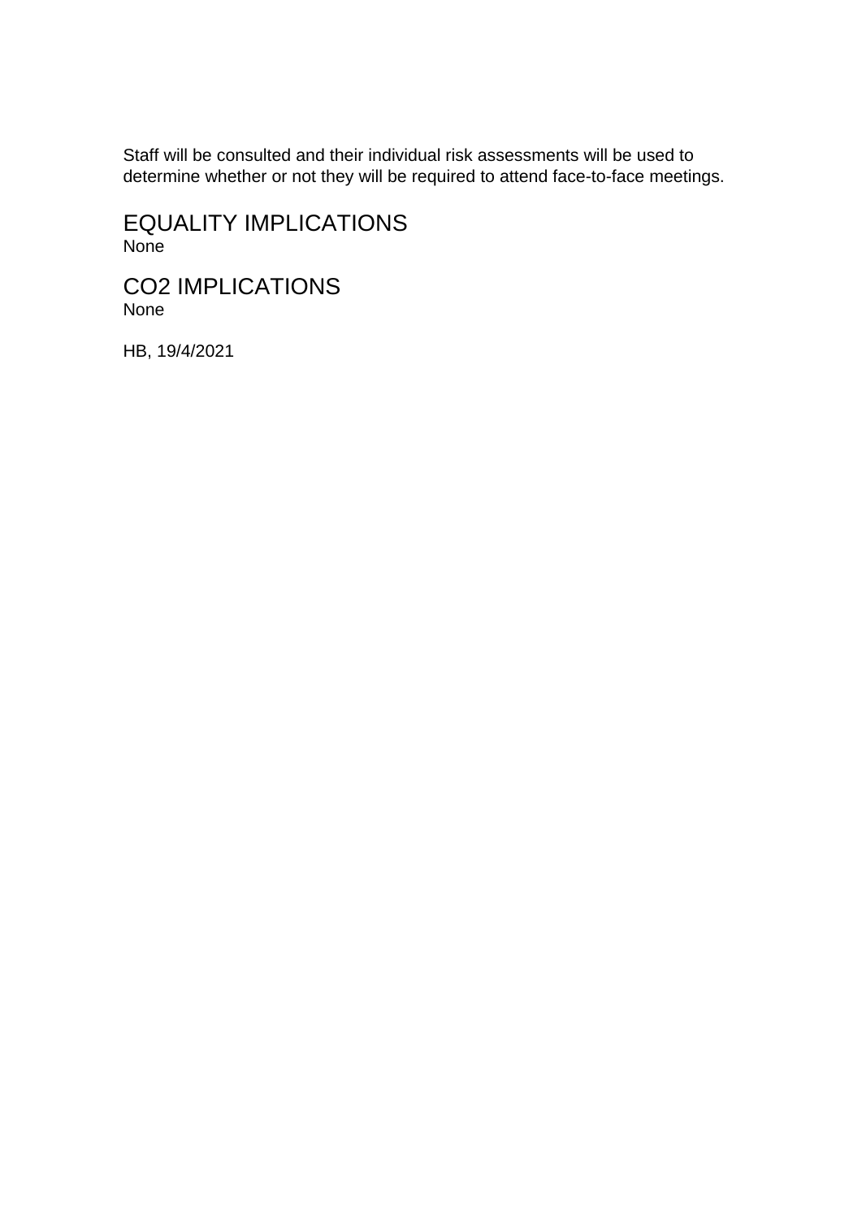Staff will be consulted and their individual risk assessments will be used to determine whether or not they will be required to attend face-to-face meetings.

## EQUALITY IMPLICATIONS

None

## $CO_2$ IMPLICATIONS

None

HB, 19/4/2021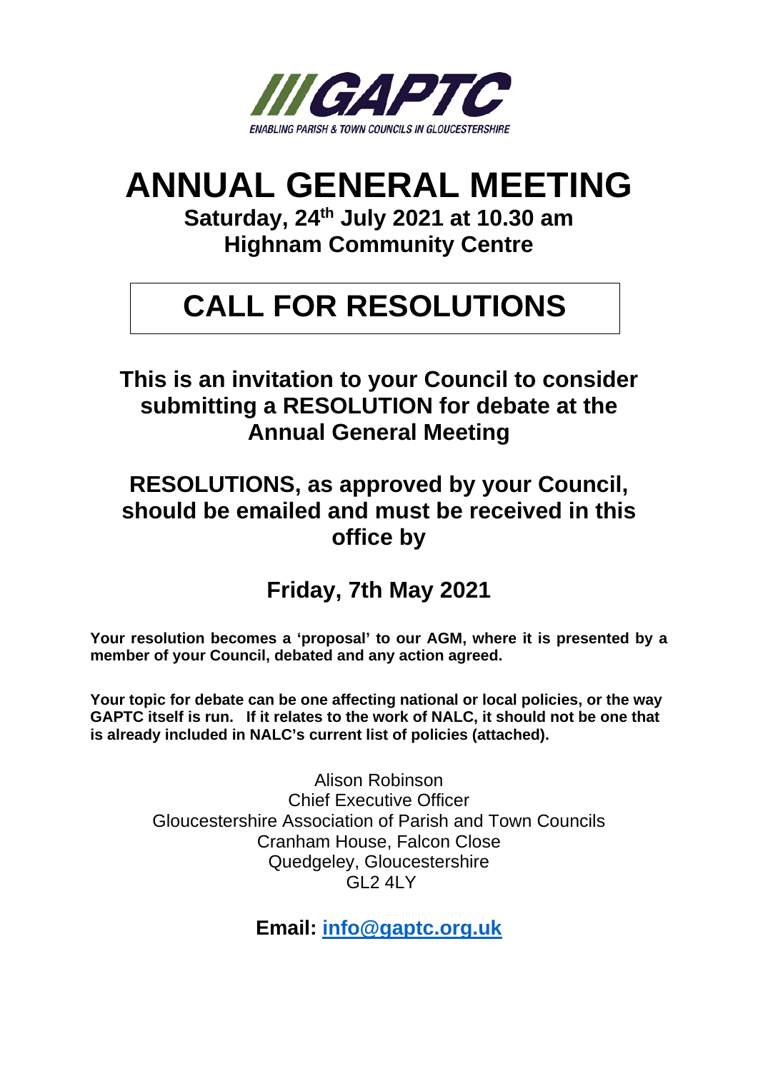**GAPTC**

ENABLING PARISH & TOWN COUNCILS IN GLOUCESTERSHIRE

# ANNUAL GENERAL MEETING

### Saturday, 24th July 2021 at 10.30 am
### Highnam Community Centre

# CALL FOR RESOLUTIONS

## This is an invitation to your Council to consider submitting a RESOLUTION for debate at the Annual General Meeting

## RESOLUTIONS, as approved by your Council, should be emailed and must be received in this office by

## Friday, 7th May 2021

**Your resolution becomes a 'proposal' to our AGM, where it is presented by a member of your Council, debated and any action agreed.**

**Your topic for debate can be one affecting national or local policies, or the way GAPTC itself is run. If it relates to the work of NALC, it should not be one that is already included in NALC's current list of policies (attached).**

Alison Robinson
Chief Executive Officer
Gloucestershire Association of Parish and Town Councils
Cranham House, Falcon Close
Quedgeley, Gloucestershire
GL2 4LY

**Email: info@gaptc.org.uk**